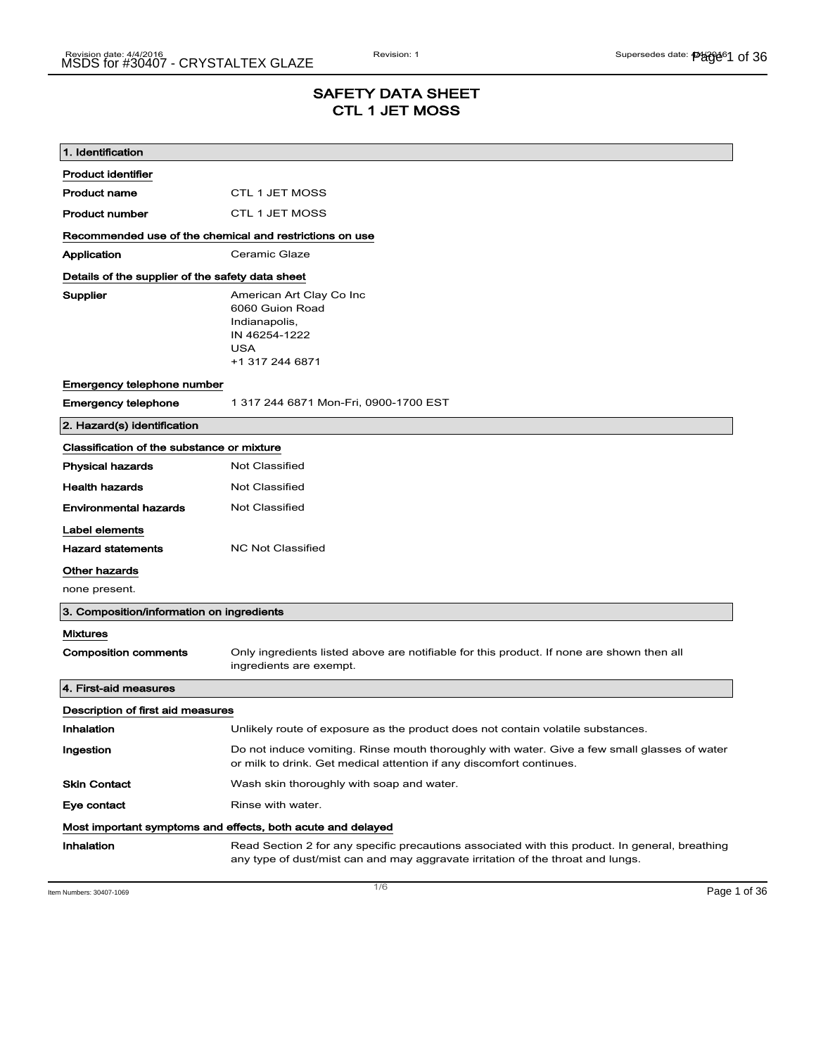# SAFETY DATA SHEET
# CTL 1 JET MOSS

## 1. Identification

**Product identifier**

| | |
|---|---|
| **Product name** | CTL 1 JET MOSS |
| **Product number** | CTL 1 JET MOSS |

**Recommended use of the chemical and restrictions on use**

| | |
|---|---|
| **Application** | Ceramic Glaze |

**Details of the supplier of the safety data sheet**

**Supplier**

American Art Clay Co Inc
6060 Guion Road
Indianapolis,
IN 46254-1222
USA
+1 317 244 6871

**Emergency telephone number**

| | |
|---|---|
| **Emergency telephone** | 1 317 244 6871 Mon-Fri, 0900-1700 EST |

## 2. Hazard(s) identification

**Classification of the substance or mixture**

| | |
|---|---|
| **Physical hazards** | Not Classified |
| **Health hazards** | Not Classified |
| **Environmental hazards** | Not Classified |

**Label elements**

| | |
|---|---|
| **Hazard statements** | NC Not Classified |

**Other hazards**

none present.

## 3. Composition/information on ingredients

**Mixtures**

| | |
|---|---|
| **Composition comments** | Only ingredients listed above are notifiable for this product. If none are shown then all ingredients are exempt. |

## 4. First-aid measures

**Description of first aid measures**

| | |
|---|---|
| **Inhalation** | Unlikely route of exposure as the product does not contain volatile substances. |
| **Ingestion** | Do not induce vomiting. Rinse mouth thoroughly with water. Give a few small glasses of water or milk to drink. Get medical attention if any discomfort continues. |
| **Skin Contact** | Wash skin thoroughly with soap and water. |
| **Eye contact** | Rinse with water. |

**Most important symptoms and effects, both acute and delayed**

| | |
|---|---|
| **Inhalation** | Read Section 2 for any specific precautions associated with this product. In general, breathing any type of dust/mist can and may aggravate irritation of the throat and lungs. |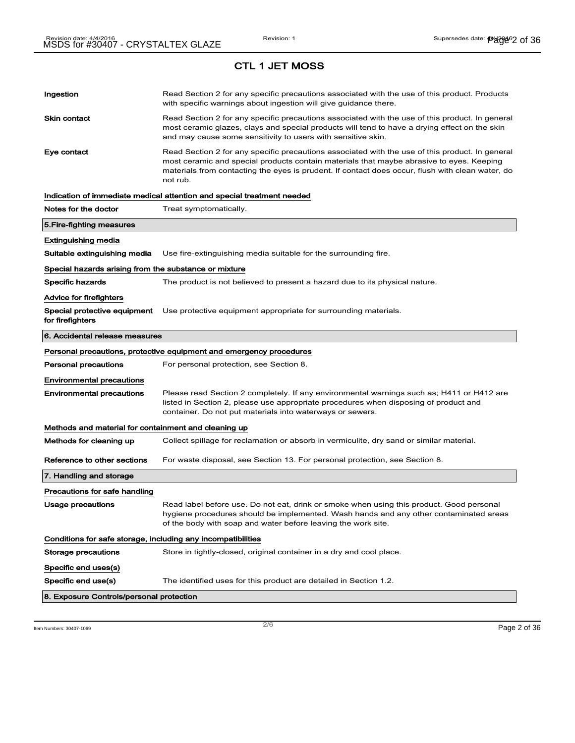## CTL 1 JET MOSS

**Ingestion** Read Section 2 for any specific precautions associated with the use of this product. Products with specific warnings about ingestion will give guidance there.

**Skin contact** Read Section 2 for any specific precautions associated with the use of this product. In general most ceramic glazes, clays and special products will tend to have a drying effect on the skin and may cause some sensitivity to users with sensitive skin.

**Eye contact** Read Section 2 for any specific precautions associated with the use of this product. In general most ceramic and special products contain materials that maybe abrasive to eyes. Keeping materials from contacting the eyes is prudent. If contact does occur, flush with clean water, do not rub.

**Indication of immediate medical attention and special treatment needed**

**Notes for the doctor** Treat symptomatically.

### 5.Fire-fighting measures

**Extinguishing media**

**Suitable extinguishing media** Use fire-extinguishing media suitable for the surrounding fire.

**Special hazards arising from the substance or mixture**

**Specific hazards** The product is not believed to present a hazard due to its physical nature.

**Advice for firefighters**

**Special protective equipment for firefighters** Use protective equipment appropriate for surrounding materials.

### 6. Accidental release measures

**Personal precautions, protective equipment and emergency procedures**

**Personal precautions** For personal protection, see Section 8.

**Environmental precautions**

**Environmental precautions** Please read Section 2 completely. If any environmental warnings such as; H411 or H412 are listed in Section 2, please use appropriate procedures when disposing of product and container. Do not put materials into waterways or sewers.

**Methods and material for containment and cleaning up**

**Methods for cleaning up** Collect spillage for reclamation or absorb in vermiculite, dry sand or similar material.

**Reference to other sections** For waste disposal, see Section 13. For personal protection, see Section 8.

### 7. Handling and storage

**Precautions for safe handling**

**Usage precautions** Read label before use. Do not eat, drink or smoke when using this product. Good personal hygiene procedures should be implemented. Wash hands and any other contaminated areas of the body with soap and water before leaving the work site.

**Conditions for safe storage, including any incompatibilities**

**Storage precautions** Store in tightly-closed, original container in a dry and cool place.

**Specific end uses(s)**

**Specific end use(s)** The identified uses for this product are detailed in Section 1.2.

### 8. Exposure Controls/personal protection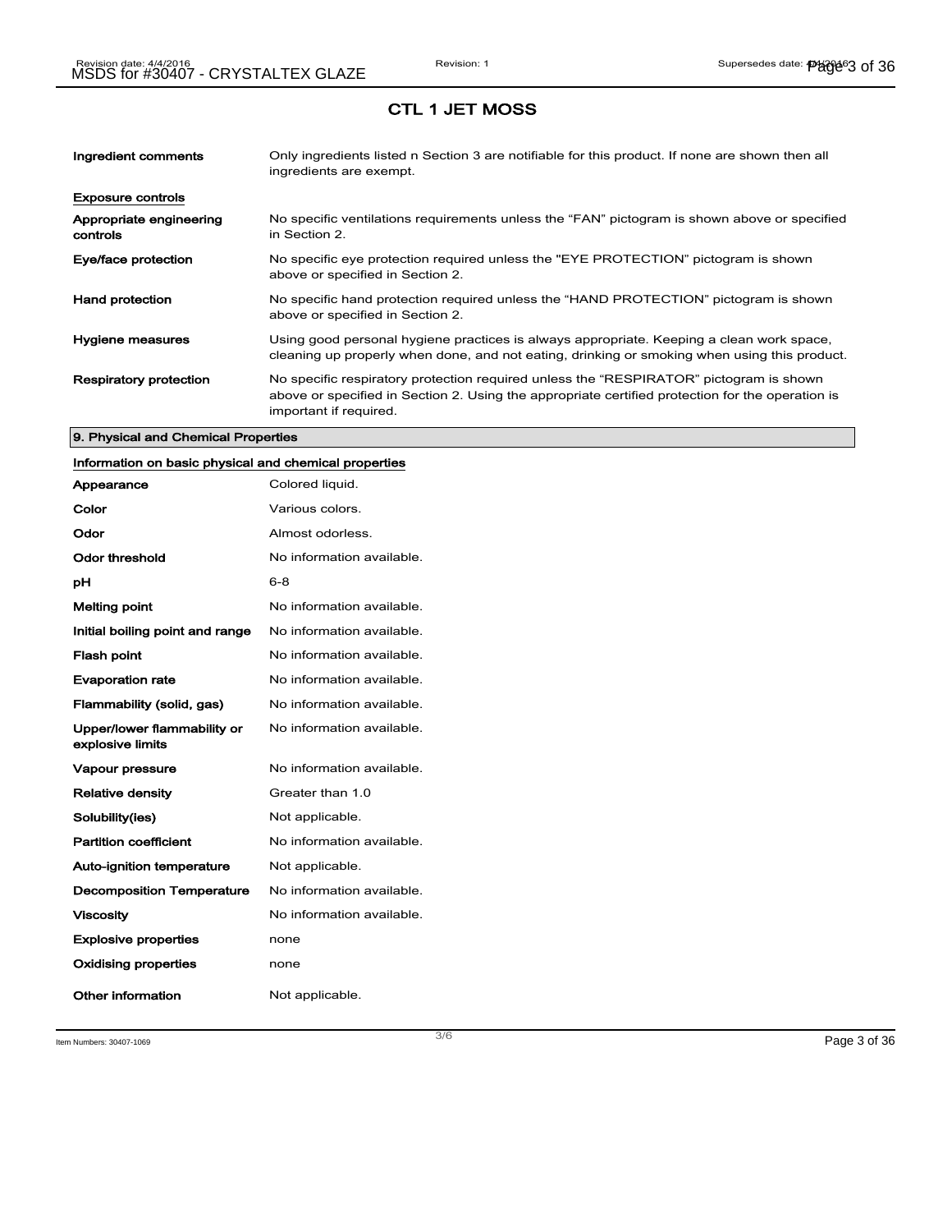# CTL 1 JET MOSS

| | |
|---|---|
| **Ingredient comments** | Only ingredients listed n Section 3 are notifiable for this product. If none are shown then all ingredients are exempt. |

**Exposure controls**

| | |
|---|---|
| **Appropriate engineering controls** | No specific ventilations requirements unless the "FAN" pictogram is shown above or specified in Section 2. |
| **Eye/face protection** | No specific eye protection required unless the "EYE PROTECTION" pictogram is shown above or specified in Section 2. |
| **Hand protection** | No specific hand protection required unless the "HAND PROTECTION" pictogram is shown above or specified in Section 2. |
| **Hygiene measures** | Using good personal hygiene practices is always appropriate. Keeping a clean work space, cleaning up properly when done, and not eating, drinking or smoking when using this product. |
| **Respiratory protection** | No specific respiratory protection required unless the "RESPIRATOR" pictogram is shown above or specified in Section 2. Using the appropriate certified protection for the operation is important if required. |

## 9. Physical and Chemical Properties

**Information on basic physical and chemical properties**

| | |
|---|---|
| **Appearance** | Colored liquid. |
| **Color** | Various colors. |
| **Odor** | Almost odorless. |
| **Odor threshold** | No information available. |
| **pH** | 6-8 |
| **Melting point** | No information available. |
| **Initial boiling point and range** | No information available. |
| **Flash point** | No information available. |
| **Evaporation rate** | No information available. |
| **Flammability (solid, gas)** | No information available. |
| **Upper/lower flammability or explosive limits** | No information available. |
| **Vapour pressure** | No information available. |
| **Relative density** | Greater than 1.0 |
| **Solubility(ies)** | Not applicable. |
| **Partition coefficient** | No information available. |
| **Auto-ignition temperature** | Not applicable. |
| **Decomposition Temperature** | No information available. |
| **Viscosity** | No information available. |
| **Explosive properties** | none |
| **Oxidising properties** | none |
| **Other information** | Not applicable. |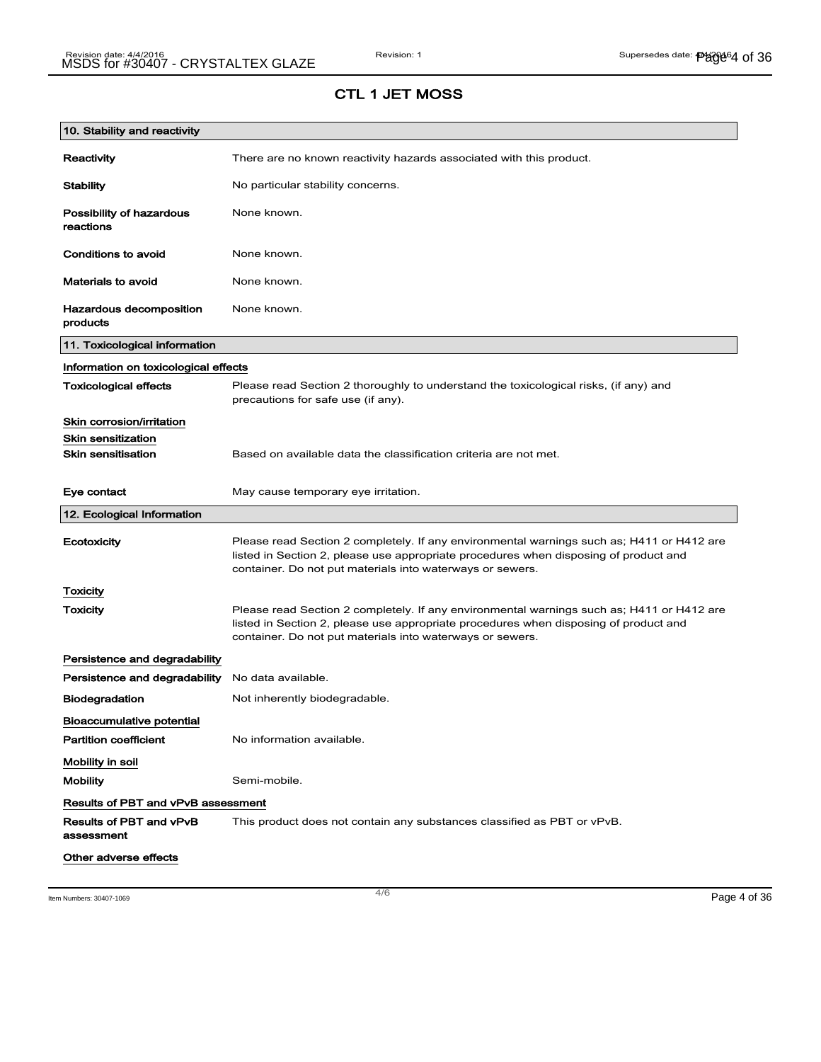## CTL 1 JET MOSS

### 10. Stability and reactivity

| | |
|---|---|
| **Reactivity** | There are no known reactivity hazards associated with this product. |
| **Stability** | No particular stability concerns. |
| **Possibility of hazardous reactions** | None known. |
| **Conditions to avoid** | None known. |
| **Materials to avoid** | None known. |
| **Hazardous decomposition products** | None known. |

### 11. Toxicological information

**Information on toxicological effects**

| | |
|---|---|
| **Toxicological effects** | Please read Section 2 thoroughly to understand the toxicological risks, (if any) and precautions for safe use (if any). |

**Skin corrosion/irritation**

**Skin sensitization**

| | |
|---|---|
| **Skin sensitisation** | Based on available data the classification criteria are not met. |
| **Eye contact** | May cause temporary eye irritation. |

### 12. Ecological Information

| | |
|---|---|
| **Ecotoxicity** | Please read Section 2 completely. If any environmental warnings such as; H411 or H412 are listed in Section 2, please use appropriate procedures when disposing of product and container. Do not put materials into waterways or sewers. |

**Toxicity**

| | |
|---|---|
| **Toxicity** | Please read Section 2 completely. If any environmental warnings such as; H411 or H412 are listed in Section 2, please use appropriate procedures when disposing of product and container. Do not put materials into waterways or sewers. |

**Persistence and degradability**

| | |
|---|---|
| **Persistence and degradability** | No data available. |
| **Biodegradation** | Not inherently biodegradable. |

**Bioaccumulative potential**

| | |
|---|---|
| **Partition coefficient** | No information available. |

**Mobility in soil**

| | |
|---|---|
| **Mobility** | Semi-mobile. |

**Results of PBT and vPvB assessment**

| | |
|---|---|
| **Results of PBT and vPvB assessment** | This product does not contain any substances classified as PBT or vPvB. |

**Other adverse effects**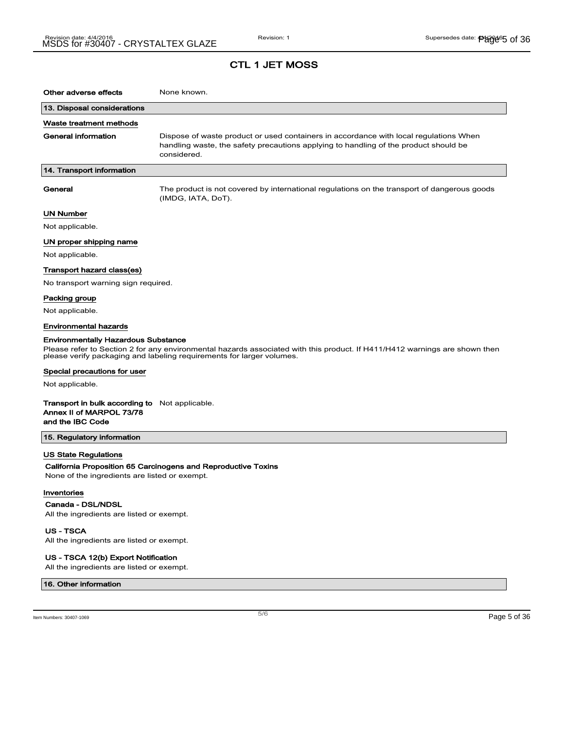# CTL 1 JET MOSS

**Other adverse effects** None known.

## 13. Disposal considerations

### Waste treatment methods

**General information** Dispose of waste product or used containers in accordance with local regulations When handling waste, the safety precautions applying to handling of the product should be considered.

## 14. Transport information

**General** The product is not covered by international regulations on the transport of dangerous goods (IMDG, IATA, DoT).

### UN Number

Not applicable.

### UN proper shipping name

Not applicable.

### Transport hazard class(es)

No transport warning sign required.

### Packing group

Not applicable.

### Environmental hazards

**Environmentally Hazardous Substance**

Please refer to Section 2 for any environmental hazards associated with this product. If H411/H412 warnings are shown then please verify packaging and labeling requirements for larger volumes.

### Special precautions for user

Not applicable.

**Transport in bulk according to Annex II of MARPOL 73/78 and the IBC Code** Not applicable.

## 15. Regulatory information

### US State Regulations

**California Proposition 65 Carcinogens and Reproductive Toxins**

None of the ingredients are listed or exempt.

### Inventories

**Canada - DSL/NDSL**

All the ingredients are listed or exempt.

**US - TSCA**

All the ingredients are listed or exempt.

**US - TSCA 12(b) Export Notification**

All the ingredients are listed or exempt.

## 16. Other information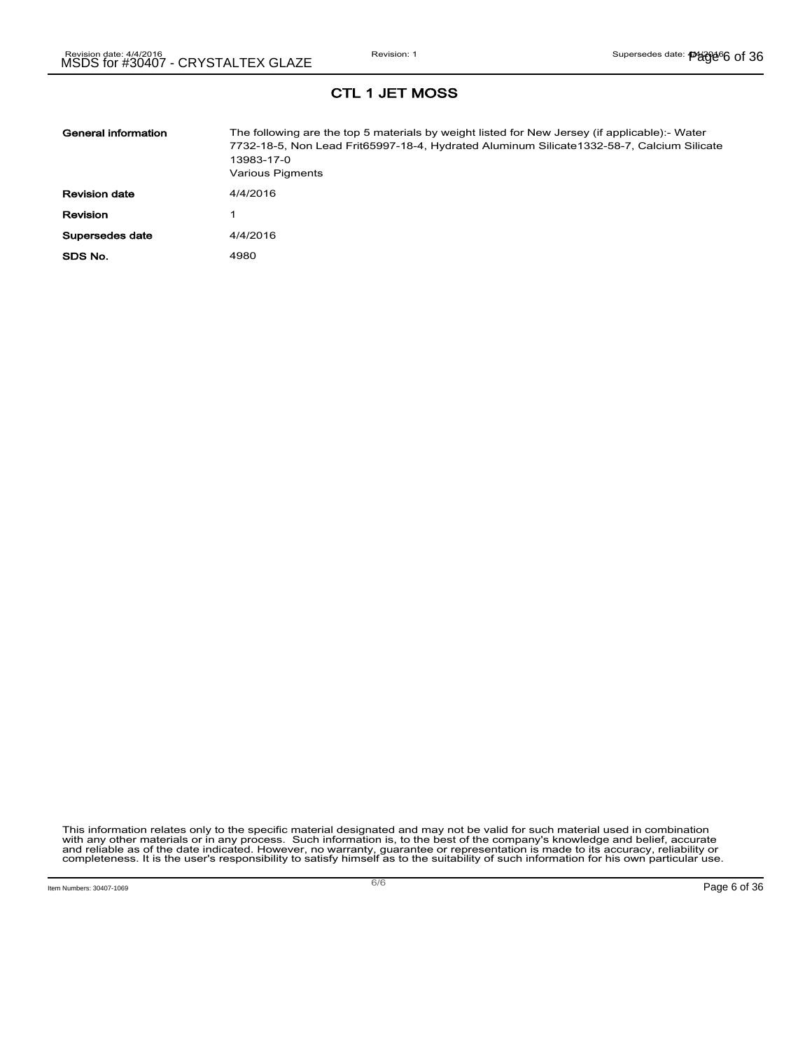# CTL 1 JET MOSS

| | |
|---|---|
| **General information** | The following are the top 5 materials by weight listed for New Jersey (if applicable):- Water 7732-18-5, Non Lead Frit65997-18-4, Hydrated Aluminum Silicate1332-58-7, Calcium Silicate 13983-17-0<br>Various Pigments |
| **Revision date** | 4/4/2016 |
| **Revision** | 1 |
| **Supersedes date** | 4/4/2016 |
| **SDS No.** | 4980 |

This information relates only to the specific material designated and may not be valid for such material used in combination with any other materials or in any process. Such information is, to the best of the company's knowledge and belief, accurate and reliable as of the date indicated. However, no warranty, guarantee or representation is made to its accuracy, reliability or completeness. It is the user's responsibility to satisfy himself as to the suitability of such information for his own particular use.

Item Numbers: 30407-1069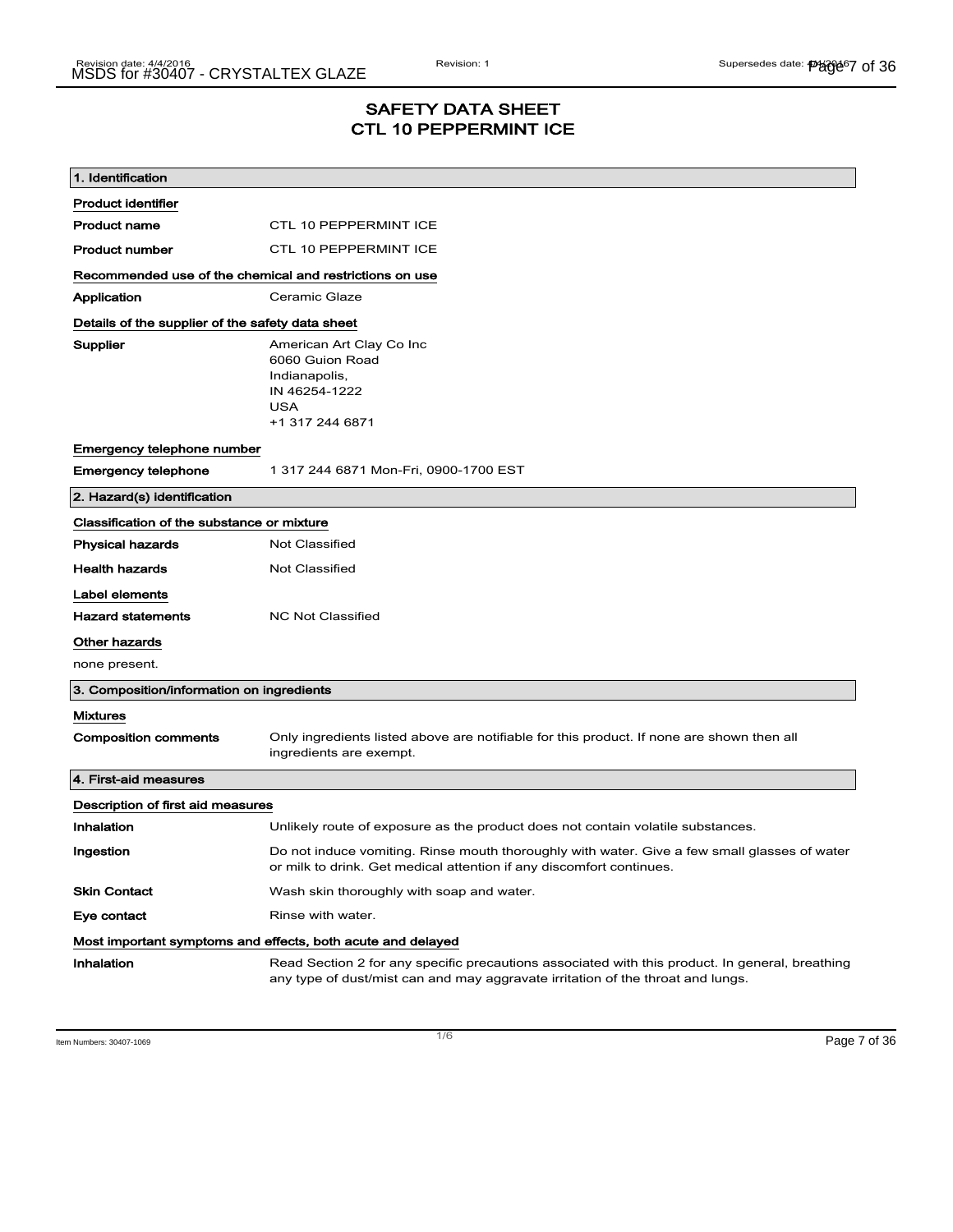# SAFETY DATA SHEET
# CTL 10 PEPPERMINT ICE

## 1. Identification

**Product identifier**

| | |
|---|---|
| **Product name** | CTL 10 PEPPERMINT ICE |
| **Product number** | CTL 10 PEPPERMINT ICE |

**Recommended use of the chemical and restrictions on use**

| | |
|---|---|
| **Application** | Ceramic Glaze |

**Details of the supplier of the safety data sheet**

| | |
|---|---|
| **Supplier** | American Art Clay Co Inc<br>6060 Guion Road<br>Indianapolis,<br>IN 46254-1222<br>USA<br>+1 317 244 6871 |

**Emergency telephone number**

| | |
|---|---|
| **Emergency telephone** | 1 317 244 6871 Mon-Fri, 0900-1700 EST |

## 2. Hazard(s) identification

**Classification of the substance or mixture**

| | |
|---|---|
| **Physical hazards** | Not Classified |
| **Health hazards** | Not Classified |

**Label elements**

| | |
|---|---|
| **Hazard statements** | NC Not Classified |

**Other hazards**

none present.

## 3. Composition/information on ingredients

**Mixtures**

| | |
|---|---|
| **Composition comments** | Only ingredients listed above are notifiable for this product. If none are shown then all ingredients are exempt. |

## 4. First-aid measures

**Description of first aid measures**

| | |
|---|---|
| **Inhalation** | Unlikely route of exposure as the product does not contain volatile substances. |
| **Ingestion** | Do not induce vomiting. Rinse mouth thoroughly with water. Give a few small glasses of water or milk to drink. Get medical attention if any discomfort continues. |
| **Skin Contact** | Wash skin thoroughly with soap and water. |
| **Eye contact** | Rinse with water. |

**Most important symptoms and effects, both acute and delayed**

| | |
|---|---|
| **Inhalation** | Read Section 2 for any specific precautions associated with this product. In general, breathing any type of dust/mist can and may aggravate irritation of the throat and lungs. |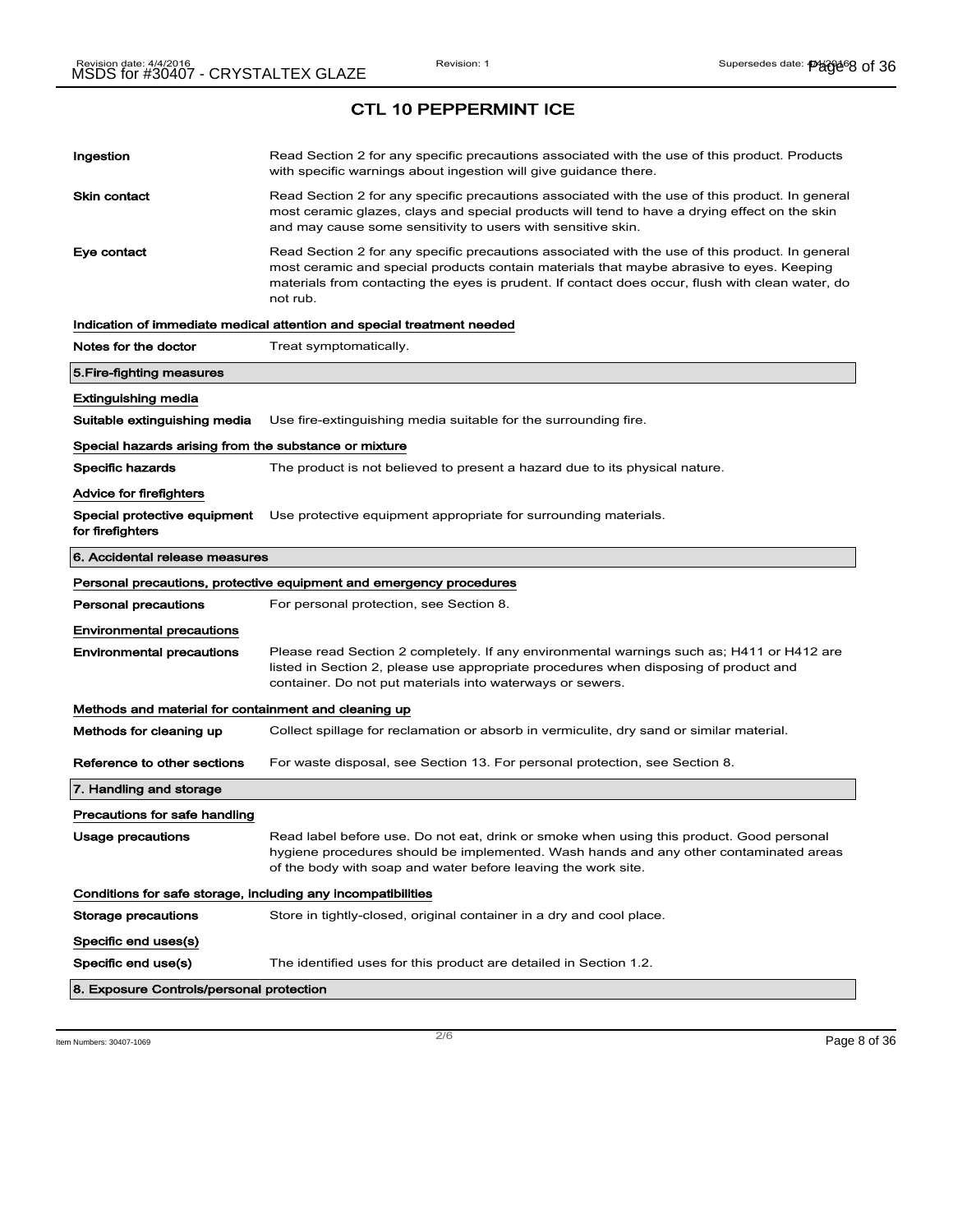# CTL 10 PEPPERMINT ICE

| | |
|---|---|
| **Ingestion** | Read Section 2 for any specific precautions associated with the use of this product. Products with specific warnings about ingestion will give guidance there. |
| **Skin contact** | Read Section 2 for any specific precautions associated with the use of this product. In general most ceramic glazes, clays and special products will tend to have a drying effect on the skin and may cause some sensitivity to users with sensitive skin. |
| **Eye contact** | Read Section 2 for any specific precautions associated with the use of this product. In general most ceramic and special products contain materials that maybe abrasive to eyes. Keeping materials from contacting the eyes is prudent. If contact does occur, flush with clean water, do not rub. |

**Indication of immediate medical attention and special treatment needed**

| | |
|---|---|
| **Notes for the doctor** | Treat symptomatically. |

## 5.Fire-fighting measures

**Extinguishing media**

| | |
|---|---|
| **Suitable extinguishing media** | Use fire-extinguishing media suitable for the surrounding fire. |

**Special hazards arising from the substance or mixture**

| | |
|---|---|
| **Specific hazards** | The product is not believed to present a hazard due to its physical nature. |

**Advice for firefighters**

| | |
|---|---|
| **Special protective equipment for firefighters** | Use protective equipment appropriate for surrounding materials. |

## 6. Accidental release measures

**Personal precautions, protective equipment and emergency procedures**

| | |
|---|---|
| **Personal precautions** | For personal protection, see Section 8. |

**Environmental precautions**

| | |
|---|---|
| **Environmental precautions** | Please read Section 2 completely. If any environmental warnings such as; H411 or H412 are listed in Section 2, please use appropriate procedures when disposing of product and container. Do not put materials into waterways or sewers. |

**Methods and material for containment and cleaning up**

| | |
|---|---|
| **Methods for cleaning up** | Collect spillage for reclamation or absorb in vermiculite, dry sand or similar material. |
| **Reference to other sections** | For waste disposal, see Section 13. For personal protection, see Section 8. |

## 7. Handling and storage

**Precautions for safe handling**

| | |
|---|---|
| **Usage precautions** | Read label before use. Do not eat, drink or smoke when using this product. Good personal hygiene procedures should be implemented. Wash hands and any other contaminated areas of the body with soap and water before leaving the work site. |

**Conditions for safe storage, including any incompatibilities**

| | |
|---|---|
| **Storage precautions** | Store in tightly-closed, original container in a dry and cool place. |

**Specific end uses(s)**

| | |
|---|---|
| **Specific end use(s)** | The identified uses for this product are detailed in Section 1.2. |

## 8. Exposure Controls/personal protection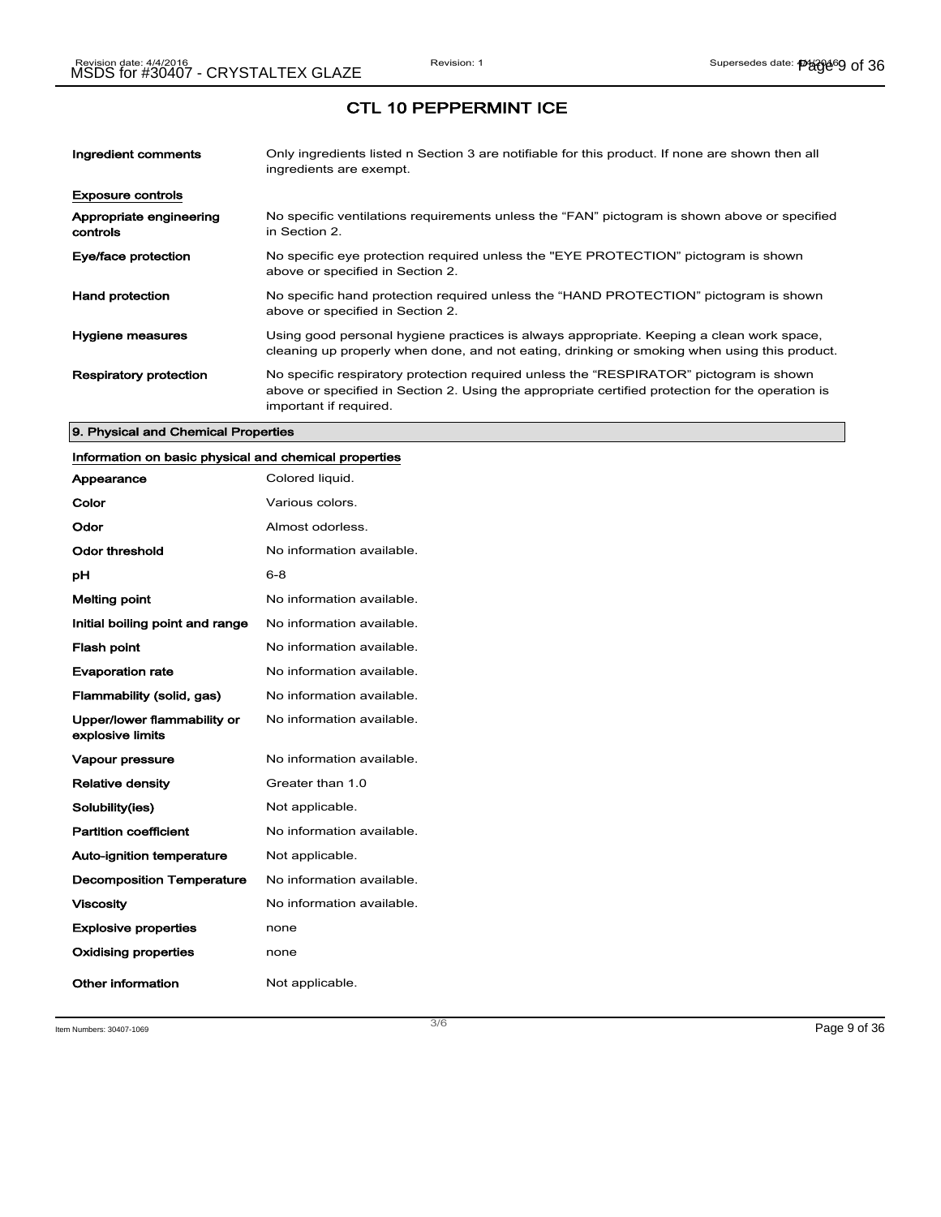## CTL 10 PEPPERMINT ICE

**Ingredient comments** Only ingredients listed n Section 3 are notifiable for this product. If none are shown then all ingredients are exempt.

**Exposure controls**

**Appropriate engineering controls** No specific ventilations requirements unless the "FAN" pictogram is shown above or specified in Section 2.

**Eye/face protection** No specific eye protection required unless the "EYE PROTECTION" pictogram is shown above or specified in Section 2.

**Hand protection** No specific hand protection required unless the "HAND PROTECTION" pictogram is shown above or specified in Section 2.

**Hygiene measures** Using good personal hygiene practices is always appropriate. Keeping a clean work space, cleaning up properly when done, and not eating, drinking or smoking when using this product.

**Respiratory protection** No specific respiratory protection required unless the "RESPIRATOR" pictogram is shown above or specified in Section 2. Using the appropriate certified protection for the operation is important if required.

### 9. Physical and Chemical Properties

**Information on basic physical and chemical properties**

| Property | Value |
|---|---|
| Appearance | Colored liquid. |
| Color | Various colors. |
| Odor | Almost odorless. |
| Odor threshold | No information available. |
| pH | 6-8 |
| Melting point | No information available. |
| Initial boiling point and range | No information available. |
| Flash point | No information available. |
| Evaporation rate | No information available. |
| Flammability (solid, gas) | No information available. |
| Upper/lower flammability or explosive limits | No information available. |
| Vapour pressure | No information available. |
| Relative density | Greater than 1.0 |
| Solubility(ies) | Not applicable. |
| Partition coefficient | No information available. |
| Auto-ignition temperature | Not applicable. |
| Decomposition Temperature | No information available. |
| Viscosity | No information available. |
| Explosive properties | none |
| Oxidising properties | none |
| Other information | Not applicable. |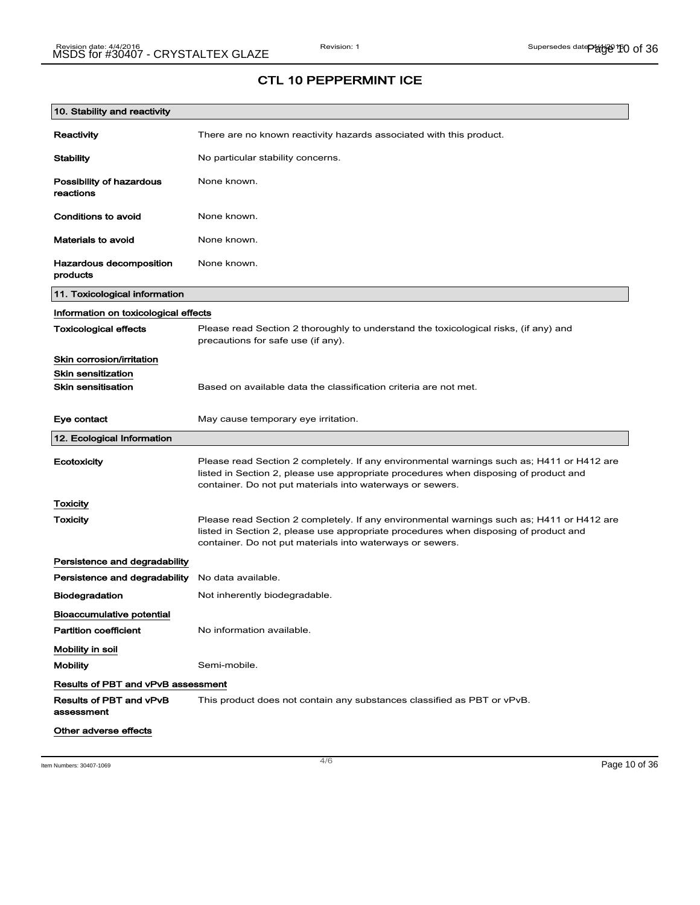# CTL 10 PEPPERMINT ICE

## 10. Stability and reactivity

| | |
|---|---|
| **Reactivity** | There are no known reactivity hazards associated with this product. |
| **Stability** | No particular stability concerns. |
| **Possibility of hazardous reactions** | None known. |
| **Conditions to avoid** | None known. |
| **Materials to avoid** | None known. |
| **Hazardous decomposition products** | None known. |

## 11. Toxicological information

### Information on toxicological effects

| | |
|---|---|
| **Toxicological effects** | Please read Section 2 thoroughly to understand the toxicological risks, (if any) and precautions for safe use (if any). |

### Skin corrosion/irritation

### Skin sensitization

| | |
|---|---|
| **Skin sensitisation** | Based on available data the classification criteria are not met. |
| **Eye contact** | May cause temporary eye irritation. |

## 12. Ecological Information

| | |
|---|---|
| **Ecotoxicity** | Please read Section 2 completely. If any environmental warnings such as; H411 or H412 are listed in Section 2, please use appropriate procedures when disposing of product and container. Do not put materials into waterways or sewers. |

### Toxicity

| | |
|---|---|
| **Toxicity** | Please read Section 2 completely. If any environmental warnings such as; H411 or H412 are listed in Section 2, please use appropriate procedures when disposing of product and container. Do not put materials into waterways or sewers. |

### Persistence and degradability

| | |
|---|---|
| **Persistence and degradability** | No data available. |
| **Biodegradation** | Not inherently biodegradable. |

### Bioaccumulative potential

| | |
|---|---|
| **Partition coefficient** | No information available. |

### Mobility in soil

| | |
|---|---|
| **Mobility** | Semi-mobile. |

### Results of PBT and vPvB assessment

| | |
|---|---|
| **Results of PBT and vPvB assessment** | This product does not contain any substances classified as PBT or vPvB. |

### Other adverse effects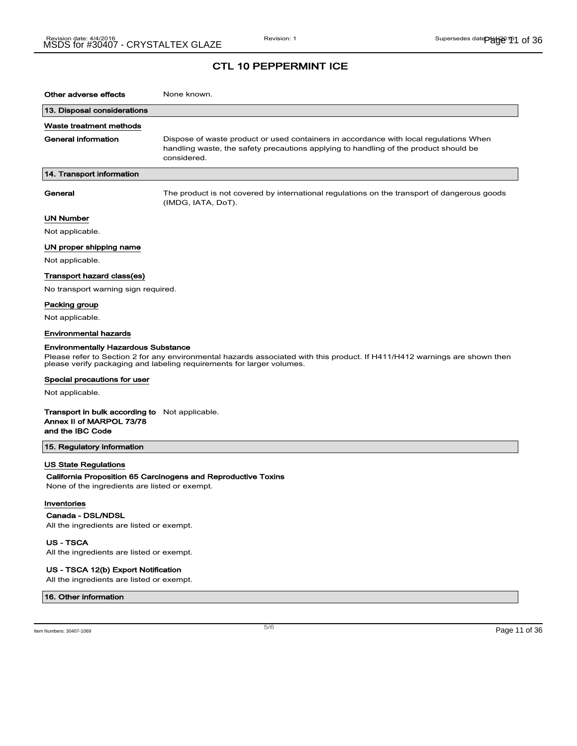# CTL 10 PEPPERMINT ICE

**Other adverse effects** None known.

## 13. Disposal considerations

### Waste treatment methods

**General information** Dispose of waste product or used containers in accordance with local regulations When handling waste, the safety precautions applying to handling of the product should be considered.

## 14. Transport information

**General** The product is not covered by international regulations on the transport of dangerous goods (IMDG, IATA, DoT).

### UN Number

Not applicable.

### UN proper shipping name

Not applicable.

### Transport hazard class(es)

No transport warning sign required.

### Packing group

Not applicable.

### Environmental hazards

**Environmentally Hazardous Substance**

Please refer to Section 2 for any environmental hazards associated with this product. If H411/H412 warnings are shown then please verify packaging and labeling requirements for larger volumes.

### Special precautions for user

Not applicable.

**Transport in bulk according to Annex II of MARPOL 73/78 and the IBC Code** Not applicable.

## 15. Regulatory information

### US State Regulations

**California Proposition 65 Carcinogens and Reproductive Toxins**

None of the ingredients are listed or exempt.

### Inventories

**Canada - DSL/NDSL**

All the ingredients are listed or exempt.

**US - TSCA**

All the ingredients are listed or exempt.

**US - TSCA 12(b) Export Notification**

All the ingredients are listed or exempt.

## 16. Other information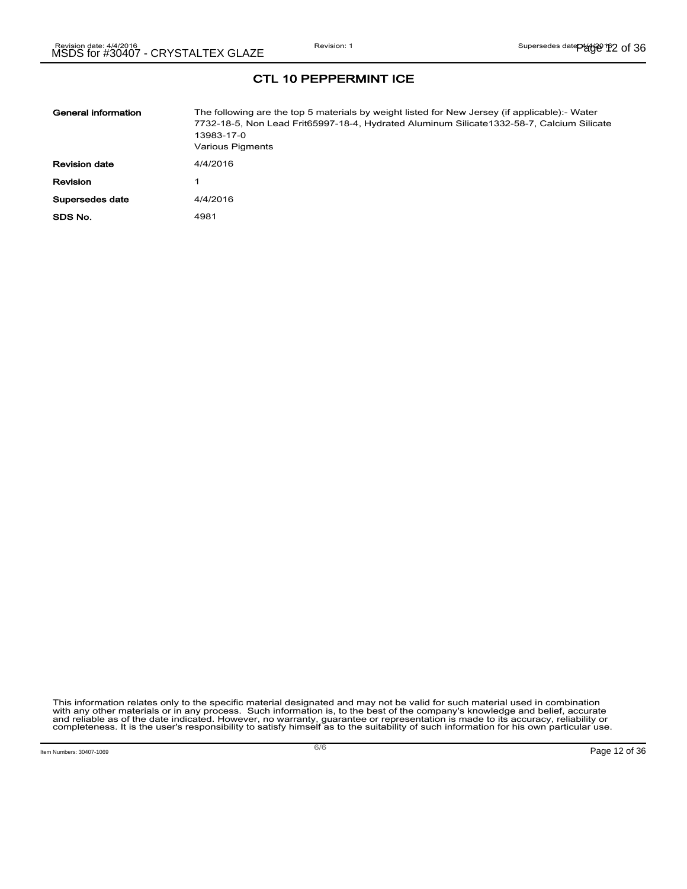## CTL 10 PEPPERMINT ICE

| | |
|---|---|
| **General information** | The following are the top 5 materials by weight listed for New Jersey (if applicable):- Water 7732-18-5, Non Lead Frit65997-18-4, Hydrated Aluminum Silicate1332-58-7, Calcium Silicate 13983-17-0<br>Various Pigments |
| **Revision date** | 4/4/2016 |
| **Revision** | 1 |
| **Supersedes date** | 4/4/2016 |
| **SDS No.** | 4981 |

This information relates only to the specific material designated and may not be valid for such material used in combination with any other materials or in any process. Such information is, to the best of the company's knowledge and belief, accurate and reliable as of the date indicated. However, no warranty, guarantee or representation is made to its accuracy, reliability or completeness. It is the user's responsibility to satisfy himself as to the suitability of such information for his own particular use.

Item Numbers: 30407-1069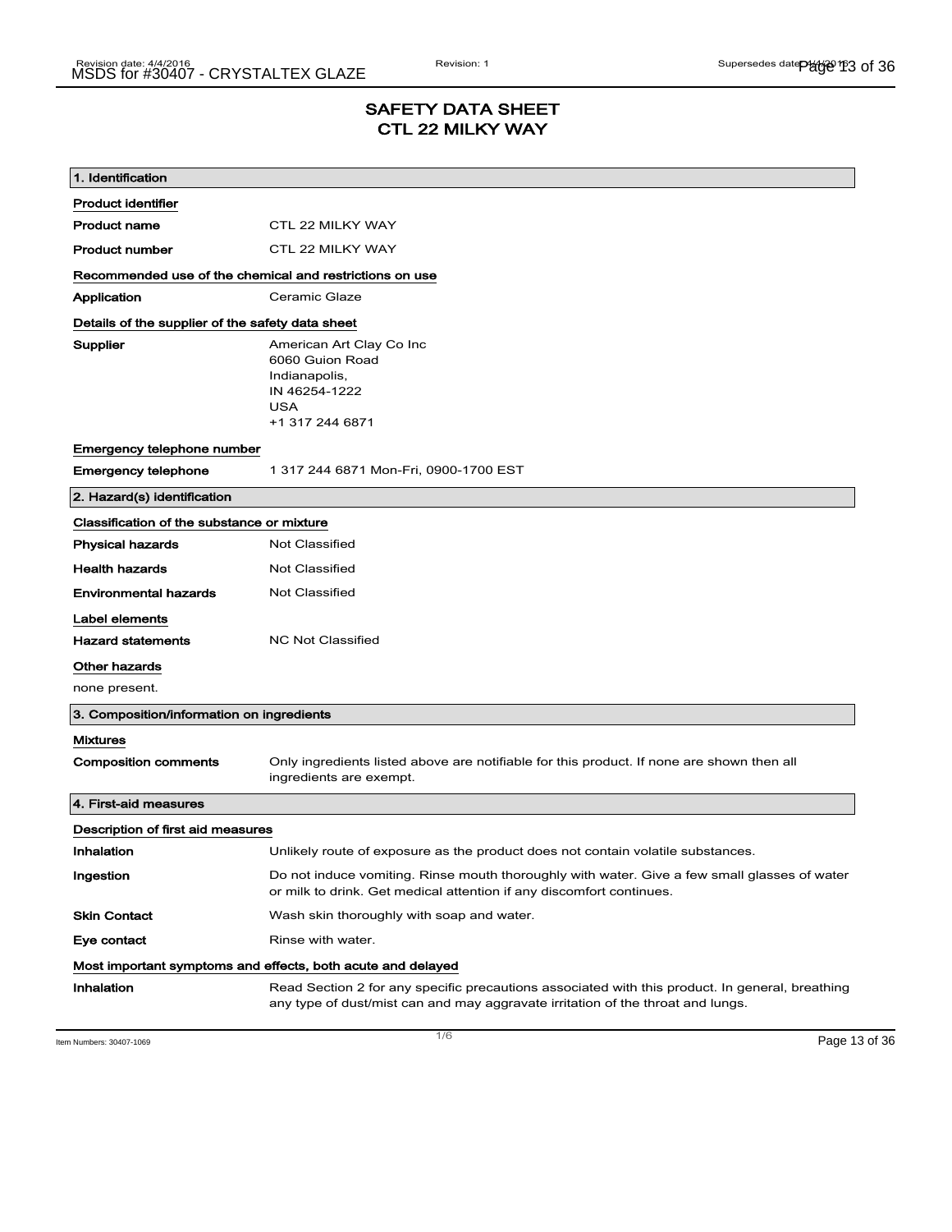# SAFETY DATA SHEET
# CTL 22 MILKY WAY

## 1. Identification

### Product identifier

**Product name** CTL 22 MILKY WAY

**Product number** CTL 22 MILKY WAY

### Recommended use of the chemical and restrictions on use

**Application** Ceramic Glaze

### Details of the supplier of the safety data sheet

**Supplier**
American Art Clay Co Inc
6060 Guion Road
Indianapolis,
IN 46254-1222
USA
+1 317 244 6871

### Emergency telephone number

**Emergency telephone** 1 317 244 6871 Mon-Fri, 0900-1700 EST

## 2. Hazard(s) identification

### Classification of the substance or mixture

**Physical hazards** Not Classified

**Health hazards** Not Classified

**Environmental hazards** Not Classified

### Label elements

**Hazard statements** NC Not Classified

### Other hazards

none present.

## 3. Composition/information on ingredients

### Mixtures

**Composition comments** Only ingredients listed above are notifiable for this product. If none are shown then all ingredients are exempt.

## 4. First-aid measures

### Description of first aid measures

**Inhalation** Unlikely route of exposure as the product does not contain volatile substances.

**Ingestion** Do not induce vomiting. Rinse mouth thoroughly with water. Give a few small glasses of water or milk to drink. Get medical attention if any discomfort continues.

**Skin Contact** Wash skin thoroughly with soap and water.

**Eye contact** Rinse with water.

### Most important symptoms and effects, both acute and delayed

**Inhalation** Read Section 2 for any specific precautions associated with this product. In general, breathing any type of dust/mist can and may aggravate irritation of the throat and lungs.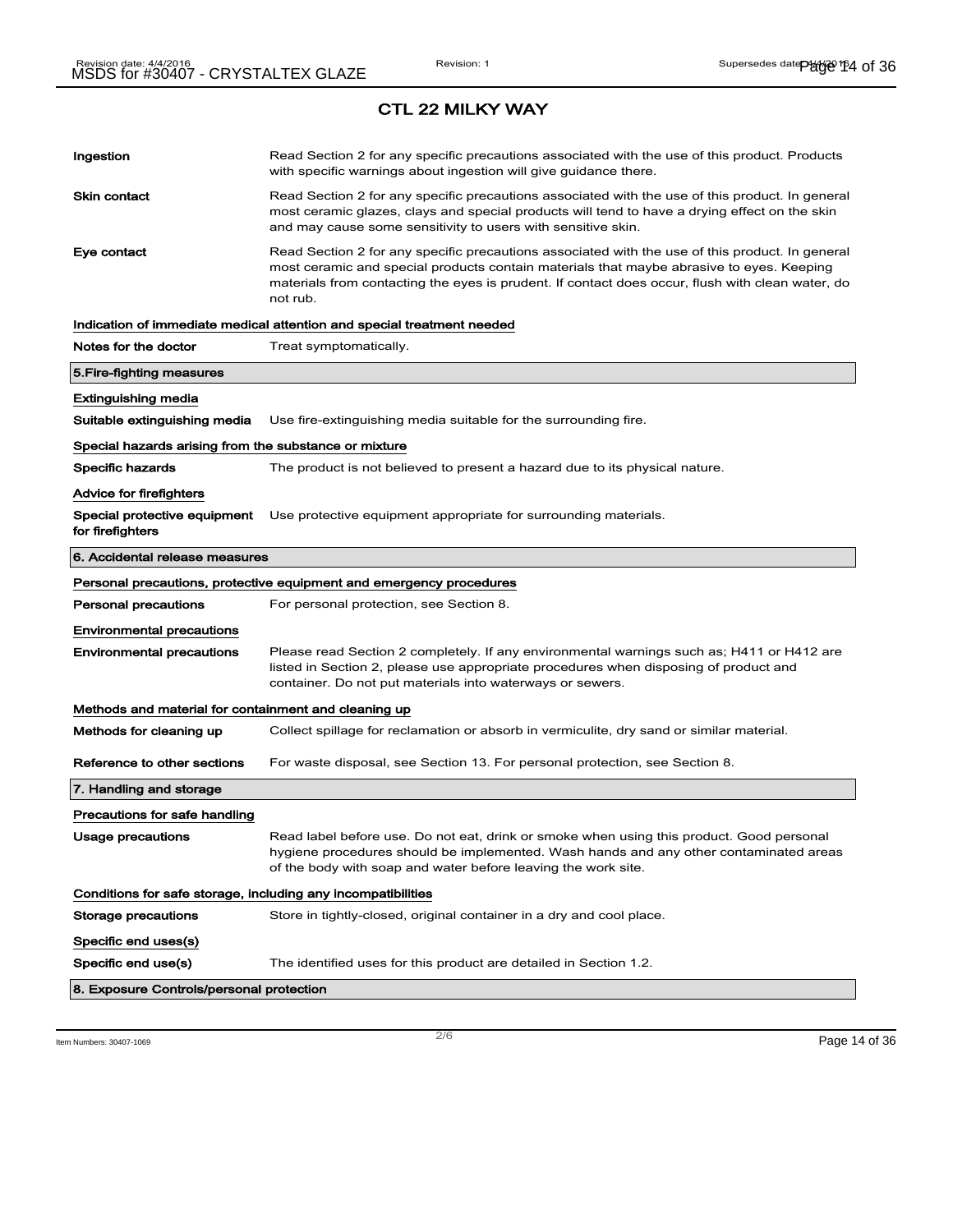## CTL 22 MILKY WAY

| | |
|---|---|
| **Ingestion** | Read Section 2 for any specific precautions associated with the use of this product. Products with specific warnings about ingestion will give guidance there. |
| **Skin contact** | Read Section 2 for any specific precautions associated with the use of this product. In general most ceramic glazes, clays and special products will tend to have a drying effect on the skin and may cause some sensitivity to users with sensitive skin. |
| **Eye contact** | Read Section 2 for any specific precautions associated with the use of this product. In general most ceramic and special products contain materials that maybe abrasive to eyes. Keeping materials from contacting the eyes is prudent. If contact does occur, flush with clean water, do not rub. |

**Indication of immediate medical attention and special treatment needed**

| | |
|---|---|
| **Notes for the doctor** | Treat symptomatically. |

### 5.Fire-fighting measures

**Extinguishing media**

| | |
|---|---|
| **Suitable extinguishing media** | Use fire-extinguishing media suitable for the surrounding fire. |

**Special hazards arising from the substance or mixture**

| | |
|---|---|
| **Specific hazards** | The product is not believed to present a hazard due to its physical nature. |

**Advice for firefighters**

| | |
|---|---|
| **Special protective equipment for firefighters** | Use protective equipment appropriate for surrounding materials. |

### 6. Accidental release measures

**Personal precautions, protective equipment and emergency procedures**

| | |
|---|---|
| **Personal precautions** | For personal protection, see Section 8. |

**Environmental precautions**

| | |
|---|---|
| **Environmental precautions** | Please read Section 2 completely. If any environmental warnings such as; H411 or H412 are listed in Section 2, please use appropriate procedures when disposing of product and container. Do not put materials into waterways or sewers. |

**Methods and material for containment and cleaning up**

| | |
|---|---|
| **Methods for cleaning up** | Collect spillage for reclamation or absorb in vermiculite, dry sand or similar material. |
| **Reference to other sections** | For waste disposal, see Section 13. For personal protection, see Section 8. |

### 7. Handling and storage

**Precautions for safe handling**

| | |
|---|---|
| **Usage precautions** | Read label before use. Do not eat, drink or smoke when using this product. Good personal hygiene procedures should be implemented. Wash hands and any other contaminated areas of the body with soap and water before leaving the work site. |

**Conditions for safe storage, including any incompatibilities**

| | |
|---|---|
| **Storage precautions** | Store in tightly-closed, original container in a dry and cool place. |

**Specific end uses(s)**

| | |
|---|---|
| **Specific end use(s)** | The identified uses for this product are detailed in Section 1.2. |

### 8. Exposure Controls/personal protection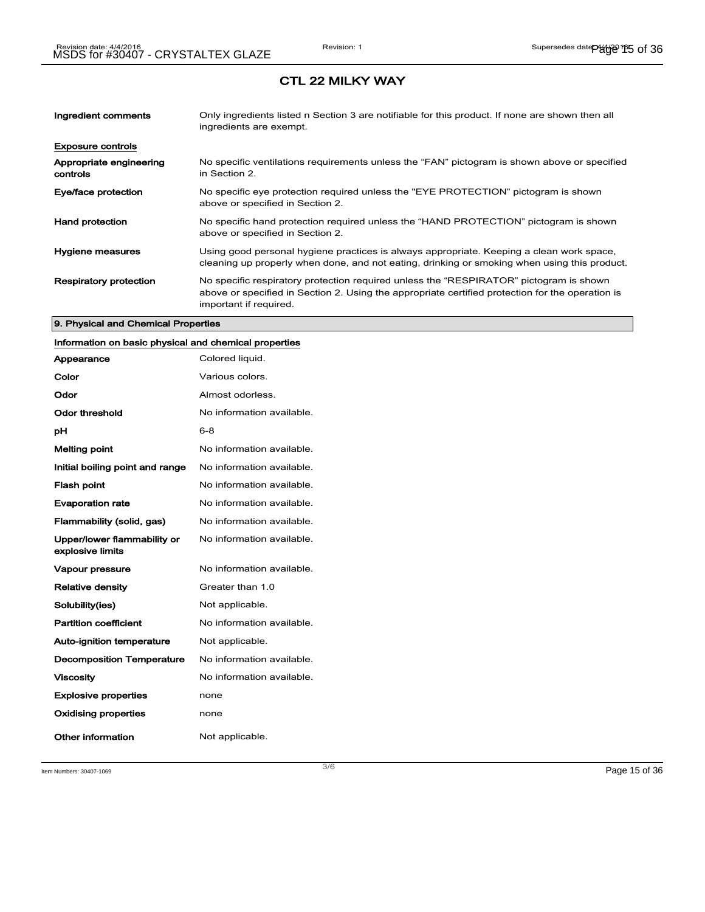## CTL 22 MILKY WAY

| | |
|---|---|
| **Ingredient comments** | Only ingredients listed n Section 3 are notifiable for this product. If none are shown then all ingredients are exempt. |

**Exposure controls**

| | |
|---|---|
| **Appropriate engineering controls** | No specific ventilations requirements unless the “FAN” pictogram is shown above or specified in Section 2. |
| **Eye/face protection** | No specific eye protection required unless the "EYE PROTECTION" pictogram is shown above or specified in Section 2. |
| **Hand protection** | No specific hand protection required unless the “HAND PROTECTION” pictogram is shown above or specified in Section 2. |
| **Hygiene measures** | Using good personal hygiene practices is always appropriate. Keeping a clean work space, cleaning up properly when done, and not eating, drinking or smoking when using this product. |
| **Respiratory protection** | No specific respiratory protection required unless the “RESPIRATOR” pictogram is shown above or specified in Section 2. Using the appropriate certified protection for the operation is important if required. |

### 9. Physical and Chemical Properties

**Information on basic physical and chemical properties**

| | |
|---|---|
| **Appearance** | Colored liquid. |
| **Color** | Various colors. |
| **Odor** | Almost odorless. |
| **Odor threshold** | No information available. |
| **pH** | 6-8 |
| **Melting point** | No information available. |
| **Initial boiling point and range** | No information available. |
| **Flash point** | No information available. |
| **Evaporation rate** | No information available. |
| **Flammability (solid, gas)** | No information available. |
| **Upper/lower flammability or explosive limits** | No information available. |
| **Vapour pressure** | No information available. |
| **Relative density** | Greater than 1.0 |
| **Solubility(ies)** | Not applicable. |
| **Partition coefficient** | No information available. |
| **Auto-ignition temperature** | Not applicable. |
| **Decomposition Temperature** | No information available. |
| **Viscosity** | No information available. |
| **Explosive properties** | none |
| **Oxidising properties** | none |
| **Other information** | Not applicable. |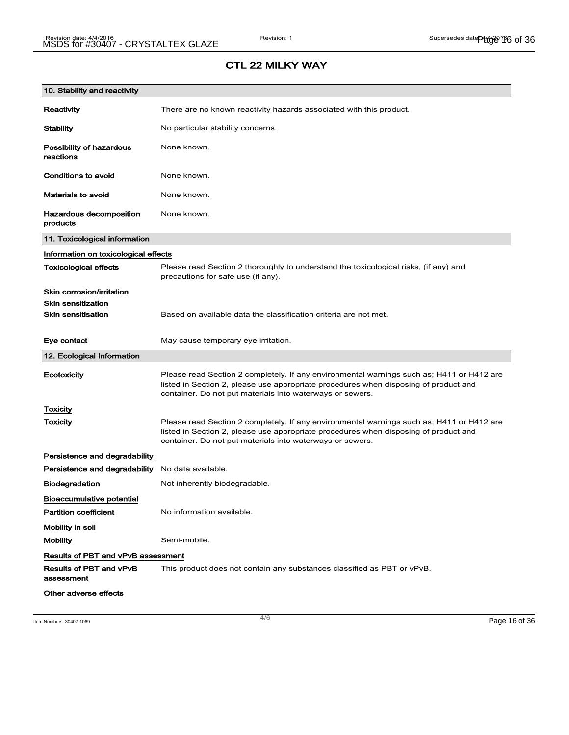# CTL 22 MILKY WAY

## 10. Stability and reactivity

| | |
|---|---|
| **Reactivity** | There are no known reactivity hazards associated with this product. |
| **Stability** | No particular stability concerns. |
| **Possibility of hazardous reactions** | None known. |
| **Conditions to avoid** | None known. |
| **Materials to avoid** | None known. |
| **Hazardous decomposition products** | None known. |

## 11. Toxicological information

**Information on toxicological effects**

| | |
|---|---|
| **Toxicological effects** | Please read Section 2 thoroughly to understand the toxicological risks, (if any) and precautions for safe use (if any). |

**Skin corrosion/irritation**

**Skin sensitization**

| | |
|---|---|
| **Skin sensitisation** | Based on available data the classification criteria are not met. |
| **Eye contact** | May cause temporary eye irritation. |

## 12. Ecological Information

| | |
|---|---|
| **Ecotoxicity** | Please read Section 2 completely. If any environmental warnings such as; H411 or H412 are listed in Section 2, please use appropriate procedures when disposing of product and container. Do not put materials into waterways or sewers. |

**Toxicity**

| | |
|---|---|
| **Toxicity** | Please read Section 2 completely. If any environmental warnings such as; H411 or H412 are listed in Section 2, please use appropriate procedures when disposing of product and container. Do not put materials into waterways or sewers. |

**Persistence and degradability**

| | |
|---|---|
| **Persistence and degradability** | No data available. |
| **Biodegradation** | Not inherently biodegradable. |

**Bioaccumulative potential**

| | |
|---|---|
| **Partition coefficient** | No information available. |

**Mobility in soil**

| | |
|---|---|
| **Mobility** | Semi-mobile. |

**Results of PBT and vPvB assessment**

| | |
|---|---|
| **Results of PBT and vPvB assessment** | This product does not contain any substances classified as PBT or vPvB. |

**Other adverse effects**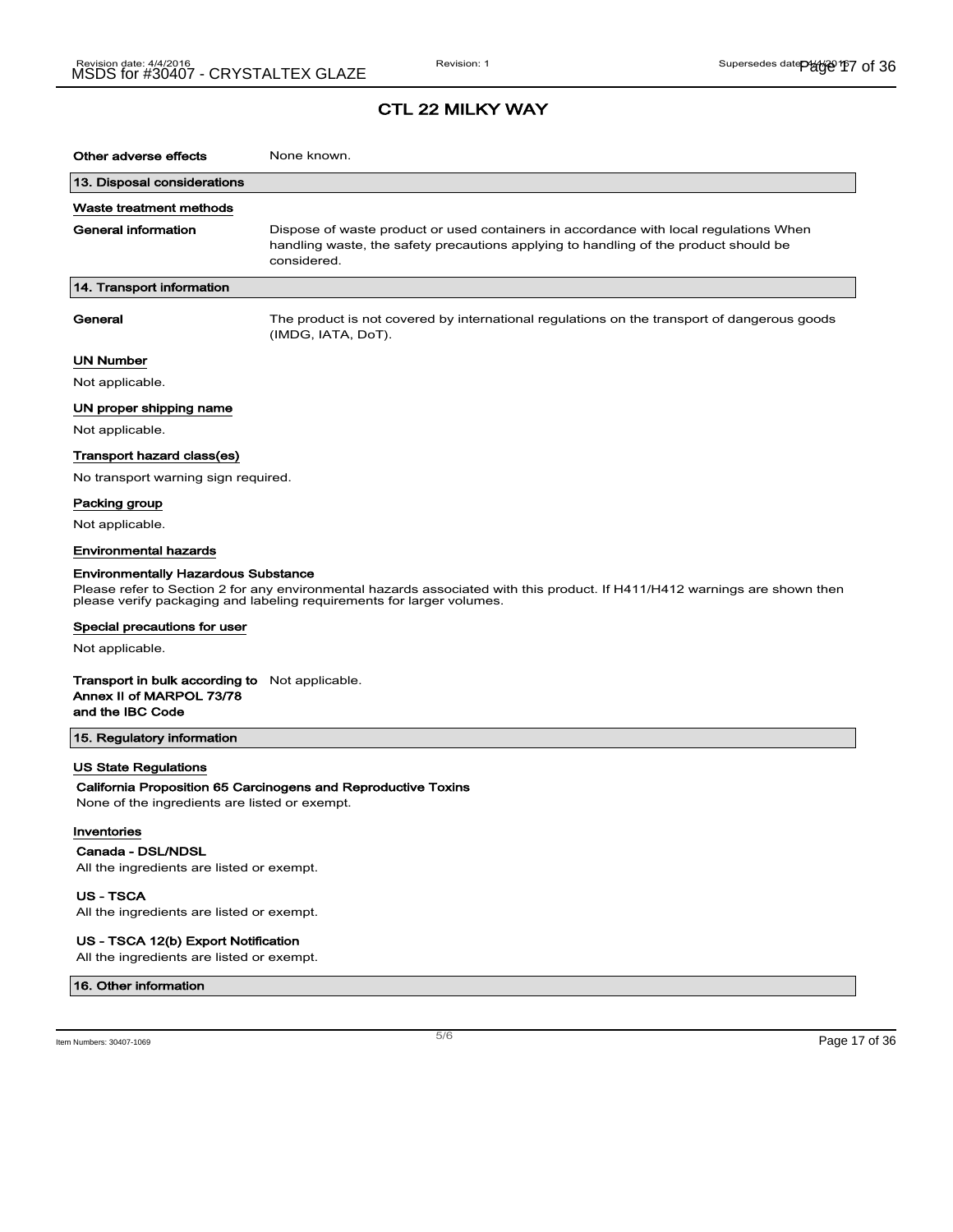# CTL 22 MILKY WAY

**Other adverse effects** None known.

## 13. Disposal considerations

### Waste treatment methods

**General information** Dispose of waste product or used containers in accordance with local regulations When handling waste, the safety precautions applying to handling of the product should be considered.

## 14. Transport information

**General** The product is not covered by international regulations on the transport of dangerous goods (IMDG, IATA, DoT).

### UN Number

Not applicable.

### UN proper shipping name

Not applicable.

### Transport hazard class(es)

No transport warning sign required.

### Packing group

Not applicable.

### Environmental hazards

**Environmentally Hazardous Substance**

Please refer to Section 2 for any environmental hazards associated with this product. If H411/H412 warnings are shown then please verify packaging and labeling requirements for larger volumes.

### Special precautions for user

Not applicable.

**Transport in bulk according to Annex II of MARPOL 73/78 and the IBC Code** Not applicable.

## 15. Regulatory information

### US State Regulations

**California Proposition 65 Carcinogens and Reproductive Toxins**

None of the ingredients are listed or exempt.

### Inventories

**Canada - DSL/NDSL**

All the ingredients are listed or exempt.

**US - TSCA**

All the ingredients are listed or exempt.

**US - TSCA 12(b) Export Notification**

All the ingredients are listed or exempt.

## 16. Other information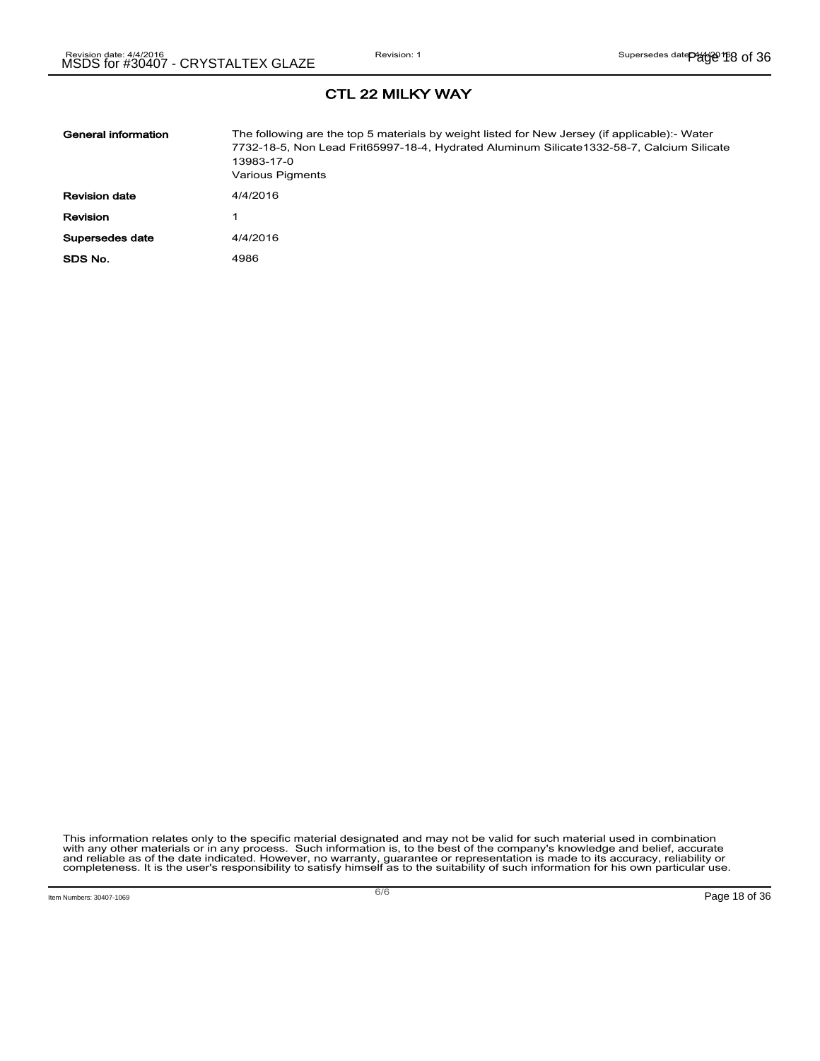# CTL 22 MILKY WAY

| | |
|---|---|
| **General information** | The following are the top 5 materials by weight listed for New Jersey (if applicable):- Water 7732-18-5, Non Lead Frit65997-18-4, Hydrated Aluminum Silicate1332-58-7, Calcium Silicate 13983-17-0<br>Various Pigments |
| **Revision date** | 4/4/2016 |
| **Revision** | 1 |
| **Supersedes date** | 4/4/2016 |
| **SDS No.** | 4986 |

This information relates only to the specific material designated and may not be valid for such material used in combination with any other materials or in any process. Such information is, to the best of the company's knowledge and belief, accurate and reliable as of the date indicated. However, no warranty, guarantee or representation is made to its accuracy, reliability or completeness. It is the user's responsibility to satisfy himself as to the suitability of such information for his own particular use.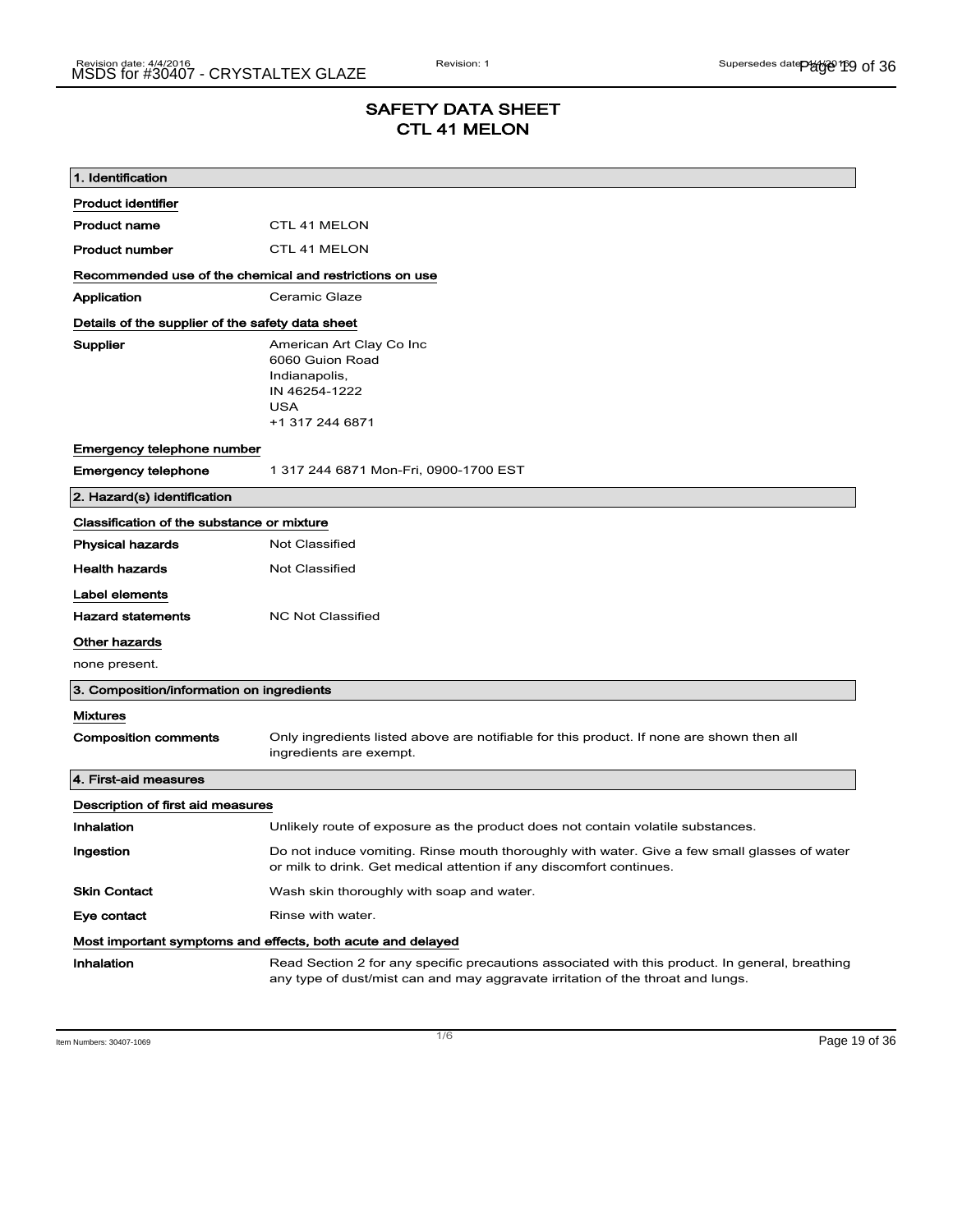# SAFETY DATA SHEET
# CTL 41 MELON

## 1. Identification

**Product identifier**

| | |
|---|---|
| **Product name** | CTL 41 MELON |
| **Product number** | CTL 41 MELON |

**Recommended use of the chemical and restrictions on use**

| | |
|---|---|
| **Application** | Ceramic Glaze |

**Details of the supplier of the safety data sheet**

| | |
|---|---|
| **Supplier** | American Art Clay Co Inc<br>6060 Guion Road<br>Indianapolis,<br>IN 46254-1222<br>USA<br>+1 317 244 6871 |

**Emergency telephone number**

| | |
|---|---|
| **Emergency telephone** | 1 317 244 6871 Mon-Fri, 0900-1700 EST |

## 2. Hazard(s) identification

**Classification of the substance or mixture**

| | |
|---|---|
| **Physical hazards** | Not Classified |
| **Health hazards** | Not Classified |

**Label elements**

| | |
|---|---|
| **Hazard statements** | NC Not Classified |

**Other hazards**

none present.

## 3. Composition/information on ingredients

**Mixtures**

| | |
|---|---|
| **Composition comments** | Only ingredients listed above are notifiable for this product. If none are shown then all ingredients are exempt. |

## 4. First-aid measures

**Description of first aid measures**

| | |
|---|---|
| **Inhalation** | Unlikely route of exposure as the product does not contain volatile substances. |
| **Ingestion** | Do not induce vomiting. Rinse mouth thoroughly with water. Give a few small glasses of water or milk to drink. Get medical attention if any discomfort continues. |
| **Skin Contact** | Wash skin thoroughly with soap and water. |
| **Eye contact** | Rinse with water. |

**Most important symptoms and effects, both acute and delayed**

| | |
|---|---|
| **Inhalation** | Read Section 2 for any specific precautions associated with this product. In general, breathing any type of dust/mist can and may aggravate irritation of the throat and lungs. |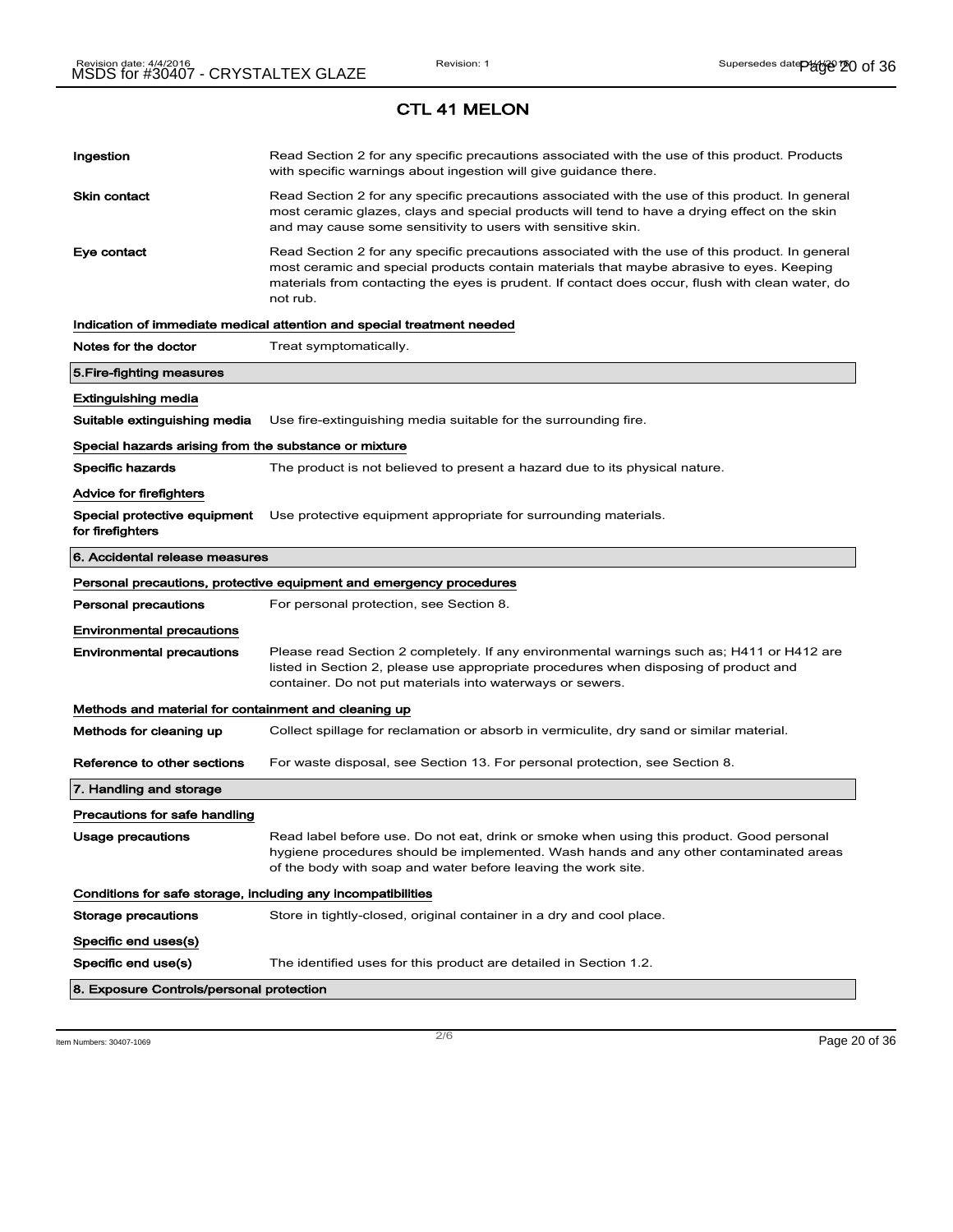## CTL 41 MELON

**Ingestion** Read Section 2 for any specific precautions associated with the use of this product. Products with specific warnings about ingestion will give guidance there.

**Skin contact** Read Section 2 for any specific precautions associated with the use of this product. In general most ceramic glazes, clays and special products will tend to have a drying effect on the skin and may cause some sensitivity to users with sensitive skin.

**Eye contact** Read Section 2 for any specific precautions associated with the use of this product. In general most ceramic and special products contain materials that maybe abrasive to eyes. Keeping materials from contacting the eyes is prudent. If contact does occur, flush with clean water, do not rub.

**Indication of immediate medical attention and special treatment needed**

**Notes for the doctor** Treat symptomatically.

### 5.Fire-fighting measures

**Extinguishing media**

**Suitable extinguishing media** Use fire-extinguishing media suitable for the surrounding fire.

**Special hazards arising from the substance or mixture**

**Specific hazards** The product is not believed to present a hazard due to its physical nature.

**Advice for firefighters**

**Special protective equipment for firefighters** Use protective equipment appropriate for surrounding materials.

### 6. Accidental release measures

**Personal precautions, protective equipment and emergency procedures**

**Personal precautions** For personal protection, see Section 8.

**Environmental precautions**

**Environmental precautions** Please read Section 2 completely. If any environmental warnings such as; H411 or H412 are listed in Section 2, please use appropriate procedures when disposing of product and container. Do not put materials into waterways or sewers.

**Methods and material for containment and cleaning up**

**Methods for cleaning up** Collect spillage for reclamation or absorb in vermiculite, dry sand or similar material.

**Reference to other sections** For waste disposal, see Section 13. For personal protection, see Section 8.

### 7. Handling and storage

**Precautions for safe handling**

**Usage precautions** Read label before use. Do not eat, drink or smoke when using this product. Good personal hygiene procedures should be implemented. Wash hands and any other contaminated areas of the body with soap and water before leaving the work site.

**Conditions for safe storage, including any incompatibilities**

**Storage precautions** Store in tightly-closed, original container in a dry and cool place.

**Specific end uses(s)**

**Specific end use(s)** The identified uses for this product are detailed in Section 1.2.

### 8. Exposure Controls/personal protection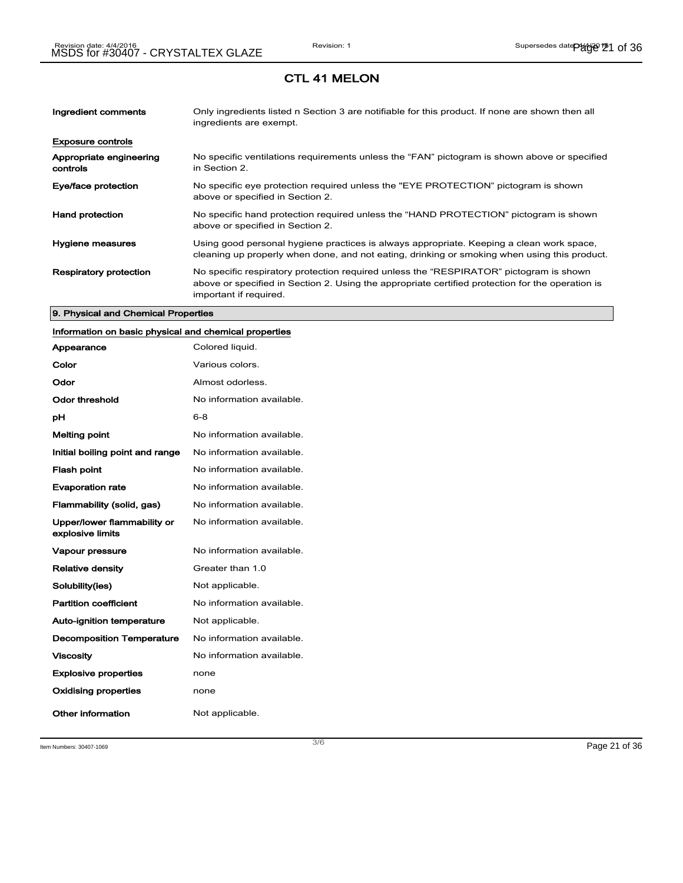# CTL 41 MELON

| | |
|---|---|
| **Ingredient comments** | Only ingredients listed n Section 3 are notifiable for this product. If none are shown then all ingredients are exempt. |

**Exposure controls**

| | |
|---|---|
| **Appropriate engineering controls** | No specific ventilations requirements unless the “FAN” pictogram is shown above or specified in Section 2. |
| **Eye/face protection** | No specific eye protection required unless the "EYE PROTECTION" pictogram is shown above or specified in Section 2. |
| **Hand protection** | No specific hand protection required unless the “HAND PROTECTION” pictogram is shown above or specified in Section 2. |
| **Hygiene measures** | Using good personal hygiene practices is always appropriate. Keeping a clean work space, cleaning up properly when done, and not eating, drinking or smoking when using this product. |
| **Respiratory protection** | No specific respiratory protection required unless the “RESPIRATOR” pictogram is shown above or specified in Section 2. Using the appropriate certified protection for the operation is important if required. |

## 9. Physical and Chemical Properties

**Information on basic physical and chemical properties**

| | |
|---|---|
| **Appearance** | Colored liquid. |
| **Color** | Various colors. |
| **Odor** | Almost odorless. |
| **Odor threshold** | No information available. |
| **pH** | 6-8 |
| **Melting point** | No information available. |
| **Initial boiling point and range** | No information available. |
| **Flash point** | No information available. |
| **Evaporation rate** | No information available. |
| **Flammability (solid, gas)** | No information available. |
| **Upper/lower flammability or explosive limits** | No information available. |
| **Vapour pressure** | No information available. |
| **Relative density** | Greater than 1.0 |
| **Solubility(ies)** | Not applicable. |
| **Partition coefficient** | No information available. |
| **Auto-ignition temperature** | Not applicable. |
| **Decomposition Temperature** | No information available. |
| **Viscosity** | No information available. |
| **Explosive properties** | none |
| **Oxidising properties** | none |
| **Other information** | Not applicable. |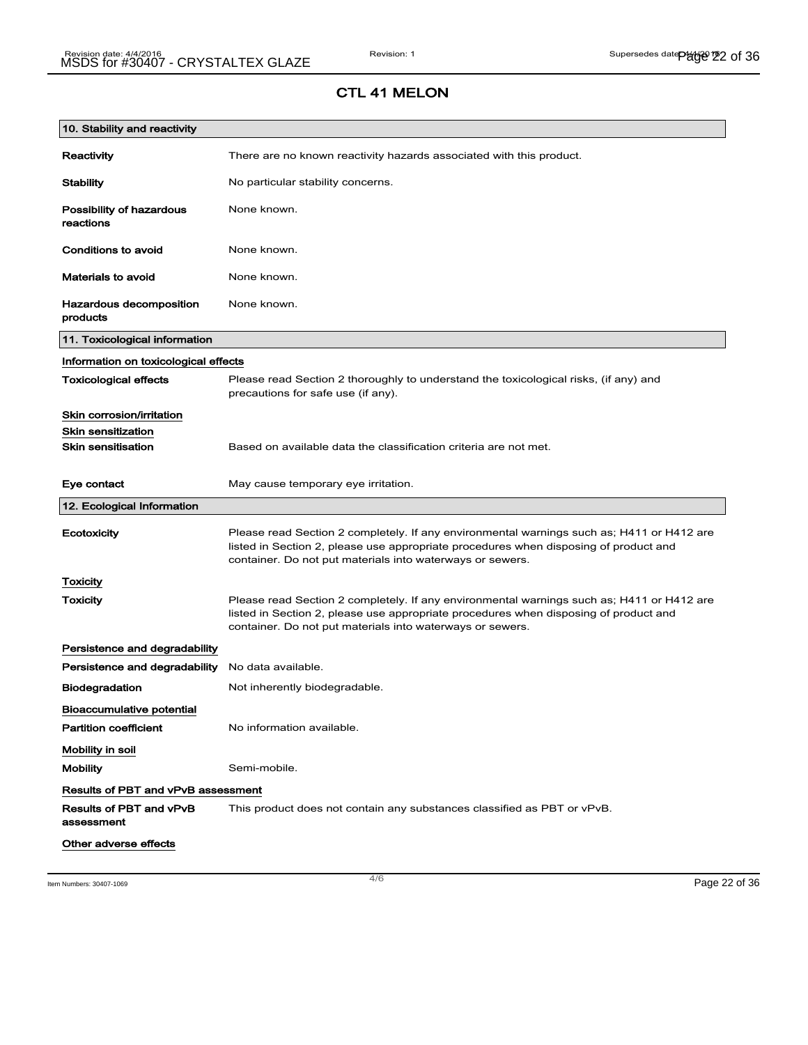# CTL 41 MELON

## 10. Stability and reactivity

**Reactivity** There are no known reactivity hazards associated with this product.

**Stability** No particular stability concerns.

**Possibility of hazardous reactions** None known.

**Conditions to avoid** None known.

**Materials to avoid** None known.

**Hazardous decomposition products** None known.

## 11. Toxicological information

Information on toxicological effects

**Toxicological effects** Please read Section 2 thoroughly to understand the toxicological risks, (if any) and precautions for safe use (if any).

Skin corrosion/irritation

Skin sensitization

**Skin sensitisation** Based on available data the classification criteria are not met.

**Eye contact** May cause temporary eye irritation.

## 12. Ecological Information

**Ecotoxicity** Please read Section 2 completely. If any environmental warnings such as; H411 or H412 are listed in Section 2, please use appropriate procedures when disposing of product and container. Do not put materials into waterways or sewers.

Toxicity

**Toxicity** Please read Section 2 completely. If any environmental warnings such as; H411 or H412 are listed in Section 2, please use appropriate procedures when disposing of product and container. Do not put materials into waterways or sewers.

Persistence and degradability

**Persistence and degradability** No data available.

**Biodegradation** Not inherently biodegradable.

Bioaccumulative potential

**Partition coefficient** No information available.

Mobility in soil

**Mobility** Semi-mobile.

Results of PBT and vPvB assessment

**Results of PBT and vPvB assessment** This product does not contain any substances classified as PBT or vPvB.

Other adverse effects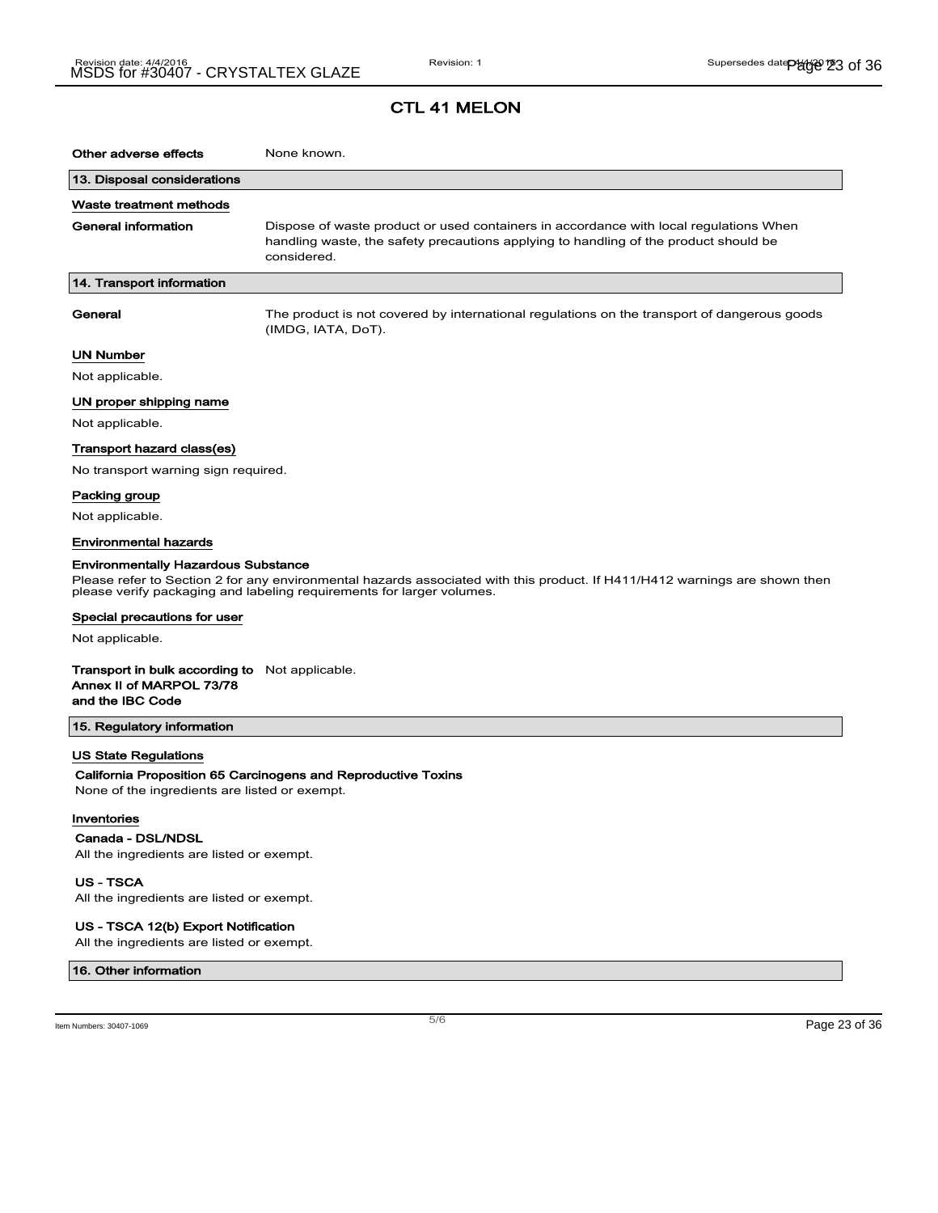## CTL 41 MELON

**Other adverse effects** None known.

### 13. Disposal considerations

**Waste treatment methods**

**General information** Dispose of waste product or used containers in accordance with local regulations When handling waste, the safety precautions applying to handling of the product should be considered.

### 14. Transport information

**General** The product is not covered by international regulations on the transport of dangerous goods (IMDG, IATA, DoT).

**UN Number**

Not applicable.

**UN proper shipping name**

Not applicable.

**Transport hazard class(es)**

No transport warning sign required.

**Packing group**

Not applicable.

**Environmental hazards**

**Environmentally Hazardous Substance**

Please refer to Section 2 for any environmental hazards associated with this product. If H411/H412 warnings are shown then please verify packaging and labeling requirements for larger volumes.

**Special precautions for user**

Not applicable.

**Transport in bulk according to Annex II of MARPOL 73/78 and the IBC Code** Not applicable.

### 15. Regulatory information

**US State Regulations**

**California Proposition 65 Carcinogens and Reproductive Toxins**

None of the ingredients are listed or exempt.

**Inventories**

**Canada - DSL/NDSL**

All the ingredients are listed or exempt.

**US - TSCA**

All the ingredients are listed or exempt.

**US - TSCA 12(b) Export Notification**

All the ingredients are listed or exempt.

### 16. Other information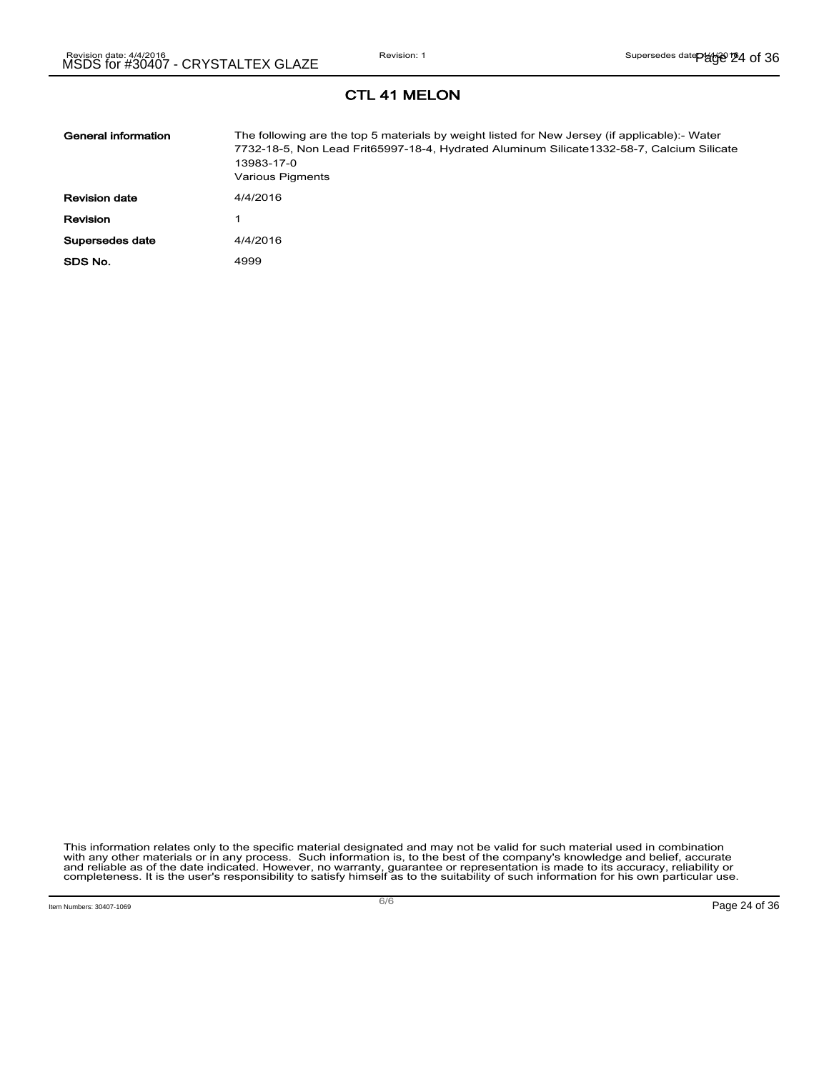# CTL 41 MELON

| | |
|---|---|
| **General information** | The following are the top 5 materials by weight listed for New Jersey (if applicable):- Water 7732-18-5, Non Lead Frit65997-18-4, Hydrated Aluminum Silicate1332-58-7, Calcium Silicate 13983-17-0<br>Various Pigments |
| **Revision date** | 4/4/2016 |
| **Revision** | 1 |
| **Supersedes date** | 4/4/2016 |
| **SDS No.** | 4999 |

This information relates only to the specific material designated and may not be valid for such material used in combination with any other materials or in any process. Such information is, to the best of the company's knowledge and belief, accurate and reliable as of the date indicated. However, no warranty, guarantee or representation is made to its accuracy, reliability or completeness. It is the user's responsibility to satisfy himself as to the suitability of such information for his own particular use.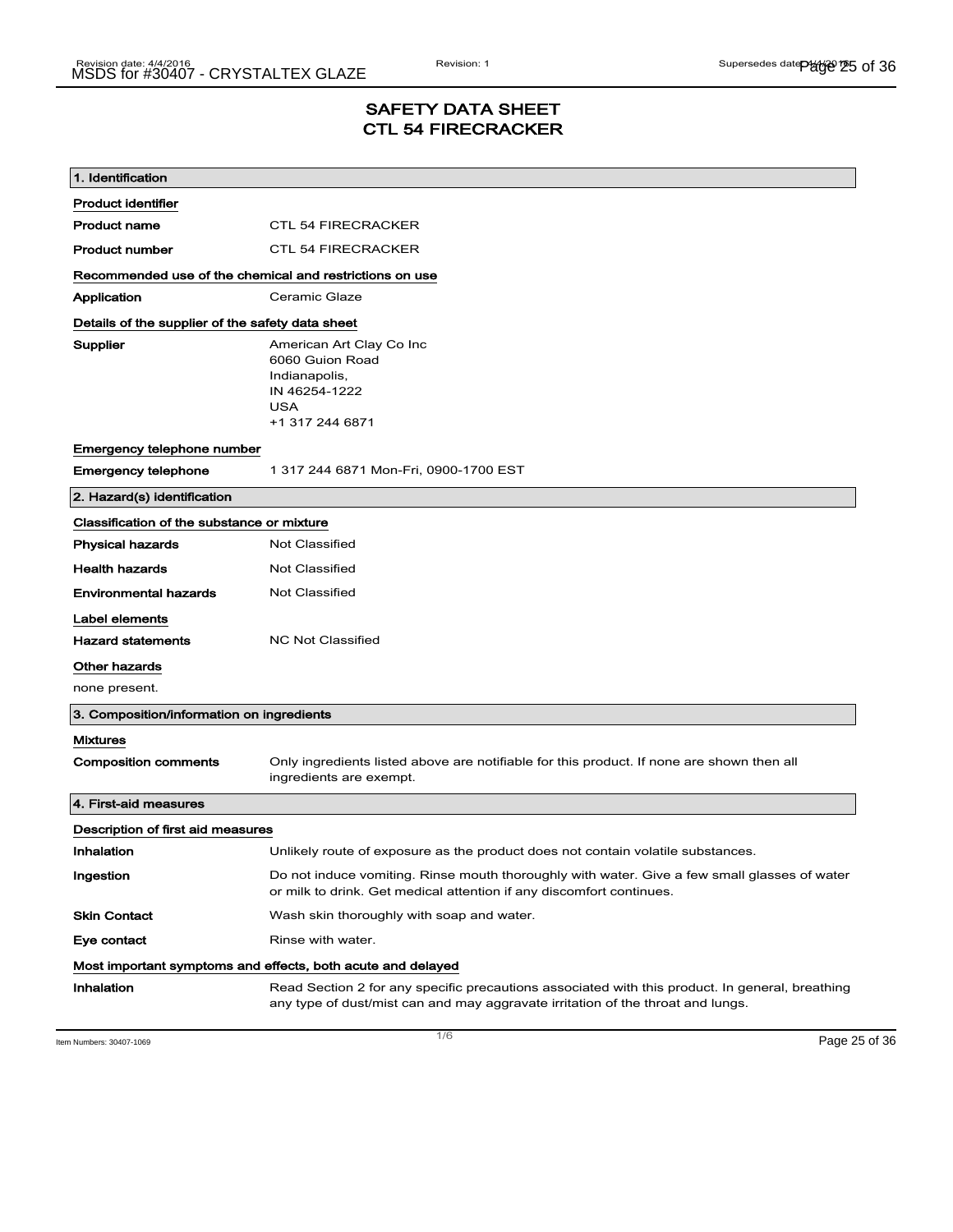# SAFETY DATA SHEET
# CTL 54 FIRECRACKER

## 1. Identification

**Product identifier**

| | |
|---|---|
| **Product name** | CTL 54 FIRECRACKER |
| **Product number** | CTL 54 FIRECRACKER |

**Recommended use of the chemical and restrictions on use**

| | |
|---|---|
| **Application** | Ceramic Glaze |

**Details of the supplier of the safety data sheet**

**Supplier**
American Art Clay Co Inc
6060 Guion Road
Indianapolis,
IN 46254-1222
USA
+1 317 244 6871

**Emergency telephone number**

| | |
|---|---|
| **Emergency telephone** | 1 317 244 6871 Mon-Fri, 0900-1700 EST |

## 2. Hazard(s) identification

**Classification of the substance or mixture**

| | |
|---|---|
| **Physical hazards** | Not Classified |
| **Health hazards** | Not Classified |
| **Environmental hazards** | Not Classified |

**Label elements**

| | |
|---|---|
| **Hazard statements** | NC Not Classified |

**Other hazards**

none present.

## 3. Composition/information on ingredients

**Mixtures**

| | |
|---|---|
| **Composition comments** | Only ingredients listed above are notifiable for this product. If none are shown then all ingredients are exempt. |

## 4. First-aid measures

**Description of first aid measures**

| | |
|---|---|
| **Inhalation** | Unlikely route of exposure as the product does not contain volatile substances. |
| **Ingestion** | Do not induce vomiting. Rinse mouth thoroughly with water. Give a few small glasses of water or milk to drink. Get medical attention if any discomfort continues. |
| **Skin Contact** | Wash skin thoroughly with soap and water. |
| **Eye contact** | Rinse with water. |

**Most important symptoms and effects, both acute and delayed**

| | |
|---|---|
| **Inhalation** | Read Section 2 for any specific precautions associated with this product. In general, breathing any type of dust/mist can and may aggravate irritation of the throat and lungs. |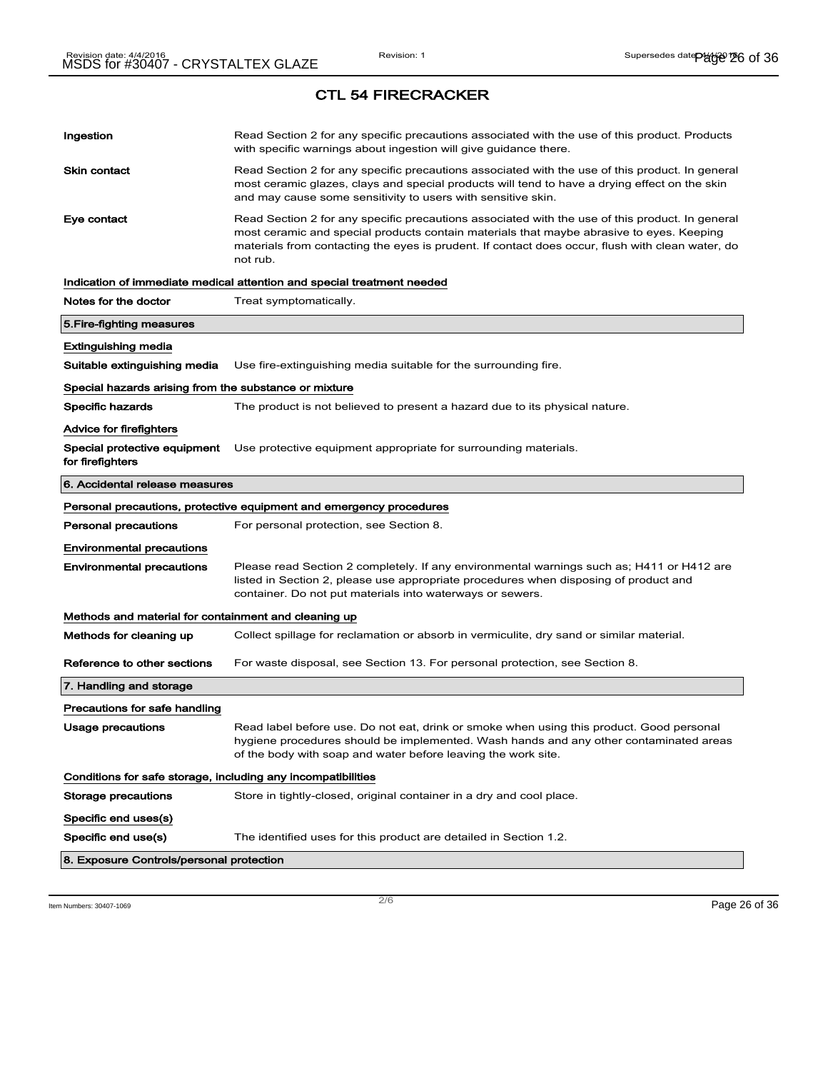## CTL 54 FIRECRACKER

| | |
|---|---|
| **Ingestion** | Read Section 2 for any specific precautions associated with the use of this product. Products with specific warnings about ingestion will give guidance there. |
| **Skin contact** | Read Section 2 for any specific precautions associated with the use of this product. In general most ceramic glazes, clays and special products will tend to have a drying effect on the skin and may cause some sensitivity to users with sensitive skin. |
| **Eye contact** | Read Section 2 for any specific precautions associated with the use of this product. In general most ceramic and special products contain materials that maybe abrasive to eyes. Keeping materials from contacting the eyes is prudent. If contact does occur, flush with clean water, do not rub. |

**Indication of immediate medical attention and special treatment needed**

| | |
|---|---|
| **Notes for the doctor** | Treat symptomatically. |

### 5.Fire-fighting measures

**Extinguishing media**

| | |
|---|---|
| **Suitable extinguishing media** | Use fire-extinguishing media suitable for the surrounding fire. |

**Special hazards arising from the substance or mixture**

| | |
|---|---|
| **Specific hazards** | The product is not believed to present a hazard due to its physical nature. |

**Advice for firefighters**

| | |
|---|---|
| **Special protective equipment for firefighters** | Use protective equipment appropriate for surrounding materials. |

### 6. Accidental release measures

**Personal precautions, protective equipment and emergency procedures**

| | |
|---|---|
| **Personal precautions** | For personal protection, see Section 8. |

**Environmental precautions**

| | |
|---|---|
| **Environmental precautions** | Please read Section 2 completely. If any environmental warnings such as; H411 or H412 are listed in Section 2, please use appropriate procedures when disposing of product and container. Do not put materials into waterways or sewers. |

**Methods and material for containment and cleaning up**

| | |
|---|---|
| **Methods for cleaning up** | Collect spillage for reclamation or absorb in vermiculite, dry sand or similar material. |
| **Reference to other sections** | For waste disposal, see Section 13. For personal protection, see Section 8. |

### 7. Handling and storage

**Precautions for safe handling**

| | |
|---|---|
| **Usage precautions** | Read label before use. Do not eat, drink or smoke when using this product. Good personal hygiene procedures should be implemented. Wash hands and any other contaminated areas of the body with soap and water before leaving the work site. |

**Conditions for safe storage, including any incompatibilities**

| | |
|---|---|
| **Storage precautions** | Store in tightly-closed, original container in a dry and cool place. |

**Specific end uses(s)**

| | |
|---|---|
| **Specific end use(s)** | The identified uses for this product are detailed in Section 1.2. |

### 8. Exposure Controls/personal protection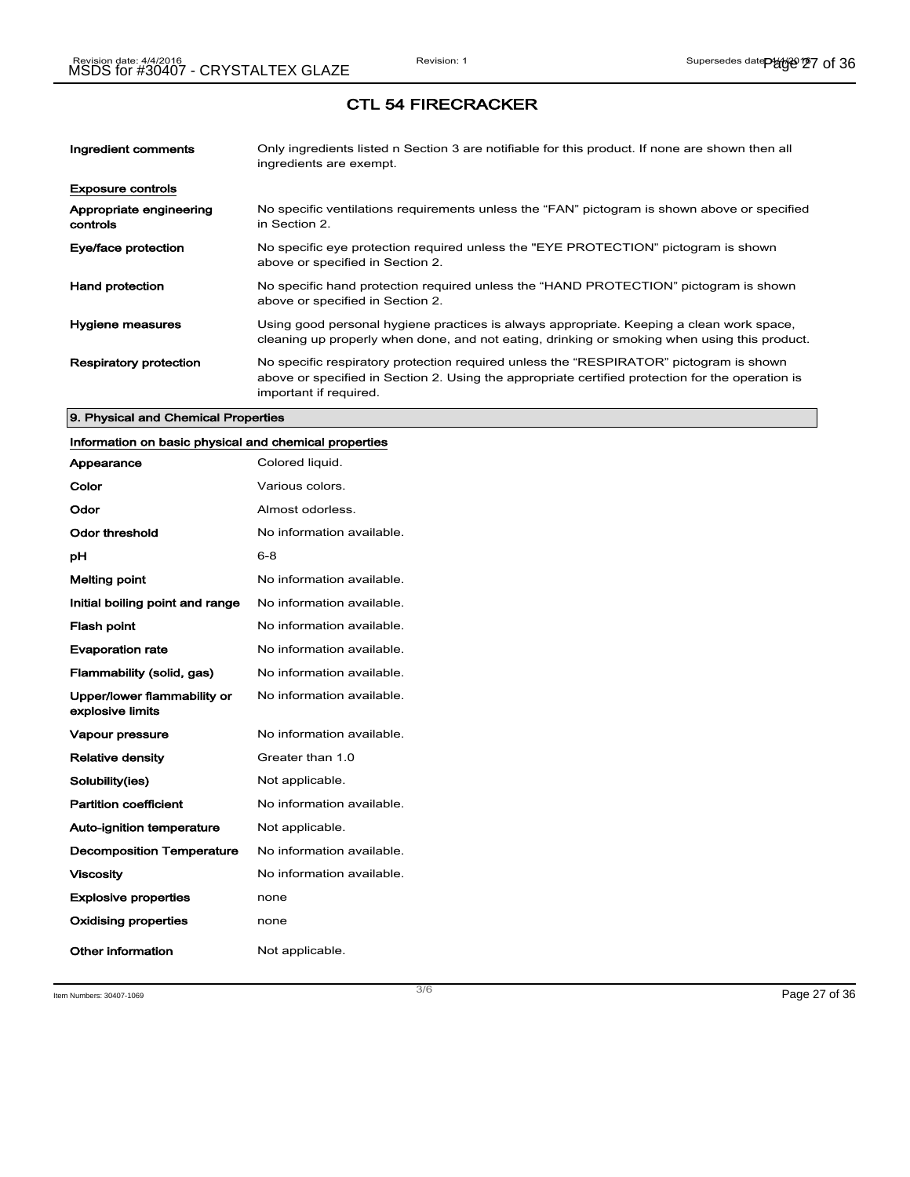# CTL 54 FIRECRACKER

| | |
|---|---|
| **Ingredient comments** | Only ingredients listed n Section 3 are notifiable for this product. If none are shown then all ingredients are exempt. |

**Exposure controls**

| | |
|---|---|
| **Appropriate engineering controls** | No specific ventilations requirements unless the "FAN" pictogram is shown above or specified in Section 2. |
| **Eye/face protection** | No specific eye protection required unless the "EYE PROTECTION" pictogram is shown above or specified in Section 2. |
| **Hand protection** | No specific hand protection required unless the "HAND PROTECTION" pictogram is shown above or specified in Section 2. |
| **Hygiene measures** | Using good personal hygiene practices is always appropriate. Keeping a clean work space, cleaning up properly when done, and not eating, drinking or smoking when using this product. |
| **Respiratory protection** | No specific respiratory protection required unless the "RESPIRATOR" pictogram is shown above or specified in Section 2. Using the appropriate certified protection for the operation is important if required. |

## 9. Physical and Chemical Properties

**Information on basic physical and chemical properties**

| | |
|---|---|
| **Appearance** | Colored liquid. |
| **Color** | Various colors. |
| **Odor** | Almost odorless. |
| **Odor threshold** | No information available. |
| **pH** | 6-8 |
| **Melting point** | No information available. |
| **Initial boiling point and range** | No information available. |
| **Flash point** | No information available. |
| **Evaporation rate** | No information available. |
| **Flammability (solid, gas)** | No information available. |
| **Upper/lower flammability or explosive limits** | No information available. |
| **Vapour pressure** | No information available. |
| **Relative density** | Greater than 1.0 |
| **Solubility(ies)** | Not applicable. |
| **Partition coefficient** | No information available. |
| **Auto-ignition temperature** | Not applicable. |
| **Decomposition Temperature** | No information available. |
| **Viscosity** | No information available. |
| **Explosive properties** | none |
| **Oxidising properties** | none |
| **Other information** | Not applicable. |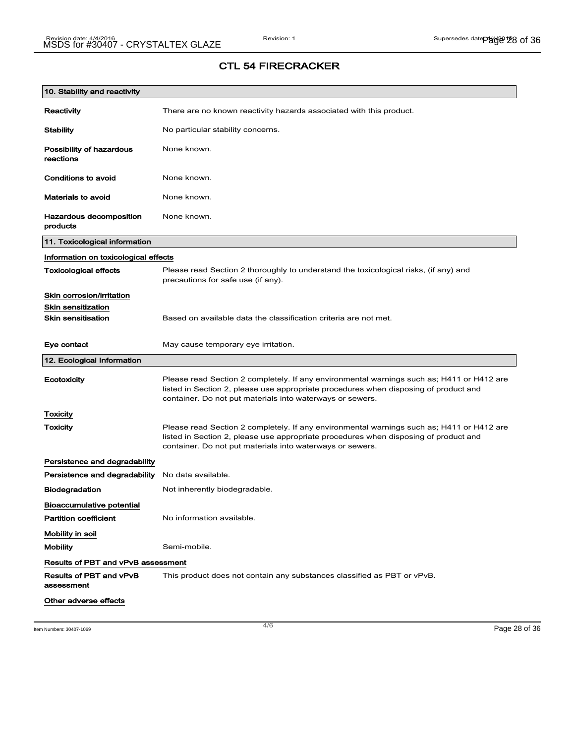## CTL 54 FIRECRACKER

### 10. Stability and reactivity

| | |
|---|---|
| **Reactivity** | There are no known reactivity hazards associated with this product. |
| **Stability** | No particular stability concerns. |
| **Possibility of hazardous reactions** | None known. |
| **Conditions to avoid** | None known. |
| **Materials to avoid** | None known. |
| **Hazardous decomposition products** | None known. |

### 11. Toxicological information

**Information on toxicological effects**

| | |
|---|---|
| **Toxicological effects** | Please read Section 2 thoroughly to understand the toxicological risks, (if any) and precautions for safe use (if any). |

**Skin corrosion/irritation**

**Skin sensitization**

| | |
|---|---|
| **Skin sensitisation** | Based on available data the classification criteria are not met. |
| **Eye contact** | May cause temporary eye irritation. |

### 12. Ecological Information

| | |
|---|---|
| **Ecotoxicity** | Please read Section 2 completely. If any environmental warnings such as; H411 or H412 are listed in Section 2, please use appropriate procedures when disposing of product and container. Do not put materials into waterways or sewers. |

**Toxicity**

| | |
|---|---|
| **Toxicity** | Please read Section 2 completely. If any environmental warnings such as; H411 or H412 are listed in Section 2, please use appropriate procedures when disposing of product and container. Do not put materials into waterways or sewers. |

**Persistence and degradability**

| | |
|---|---|
| **Persistence and degradability** | No data available. |
| **Biodegradation** | Not inherently biodegradable. |

**Bioaccumulative potential**

| | |
|---|---|
| **Partition coefficient** | No information available. |

**Mobility in soil**

| | |
|---|---|
| **Mobility** | Semi-mobile. |

**Results of PBT and vPvB assessment**

| | |
|---|---|
| **Results of PBT and vPvB assessment** | This product does not contain any substances classified as PBT or vPvB. |

**Other adverse effects**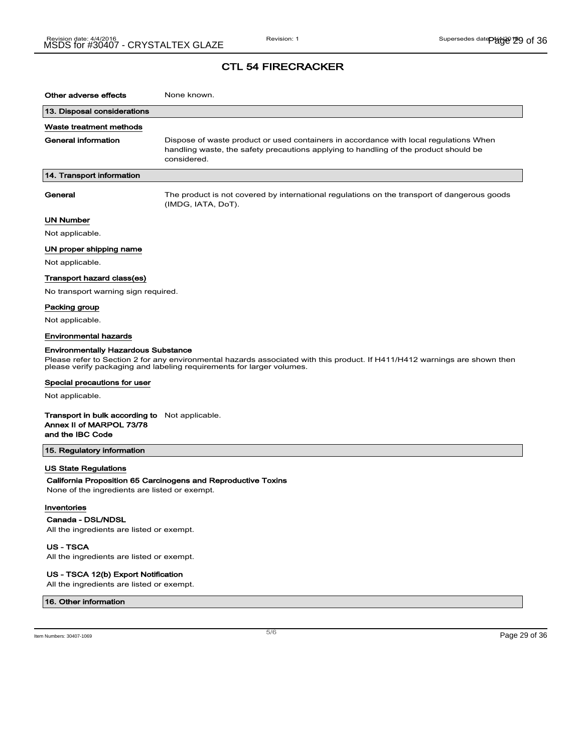# CTL 54 FIRECRACKER

**Other adverse effects** None known.

## 13. Disposal considerations

### Waste treatment methods

**General information** Dispose of waste product or used containers in accordance with local regulations When handling waste, the safety precautions applying to handling of the product should be considered.

## 14. Transport information

**General** The product is not covered by international regulations on the transport of dangerous goods (IMDG, IATA, DoT).

### UN Number

Not applicable.

### UN proper shipping name

Not applicable.

### Transport hazard class(es)

No transport warning sign required.

### Packing group

Not applicable.

### Environmental hazards

**Environmentally Hazardous Substance**

Please refer to Section 2 for any environmental hazards associated with this product. If H411/H412 warnings are shown then please verify packaging and labeling requirements for larger volumes.

### Special precautions for user

Not applicable.

**Transport in bulk according to Annex II of MARPOL 73/78 and the IBC Code** Not applicable.

## 15. Regulatory information

### US State Regulations

**California Proposition 65 Carcinogens and Reproductive Toxins**

None of the ingredients are listed or exempt.

### Inventories

**Canada - DSL/NDSL**

All the ingredients are listed or exempt.

**US - TSCA**

All the ingredients are listed or exempt.

**US - TSCA 12(b) Export Notification**

All the ingredients are listed or exempt.

## 16. Other information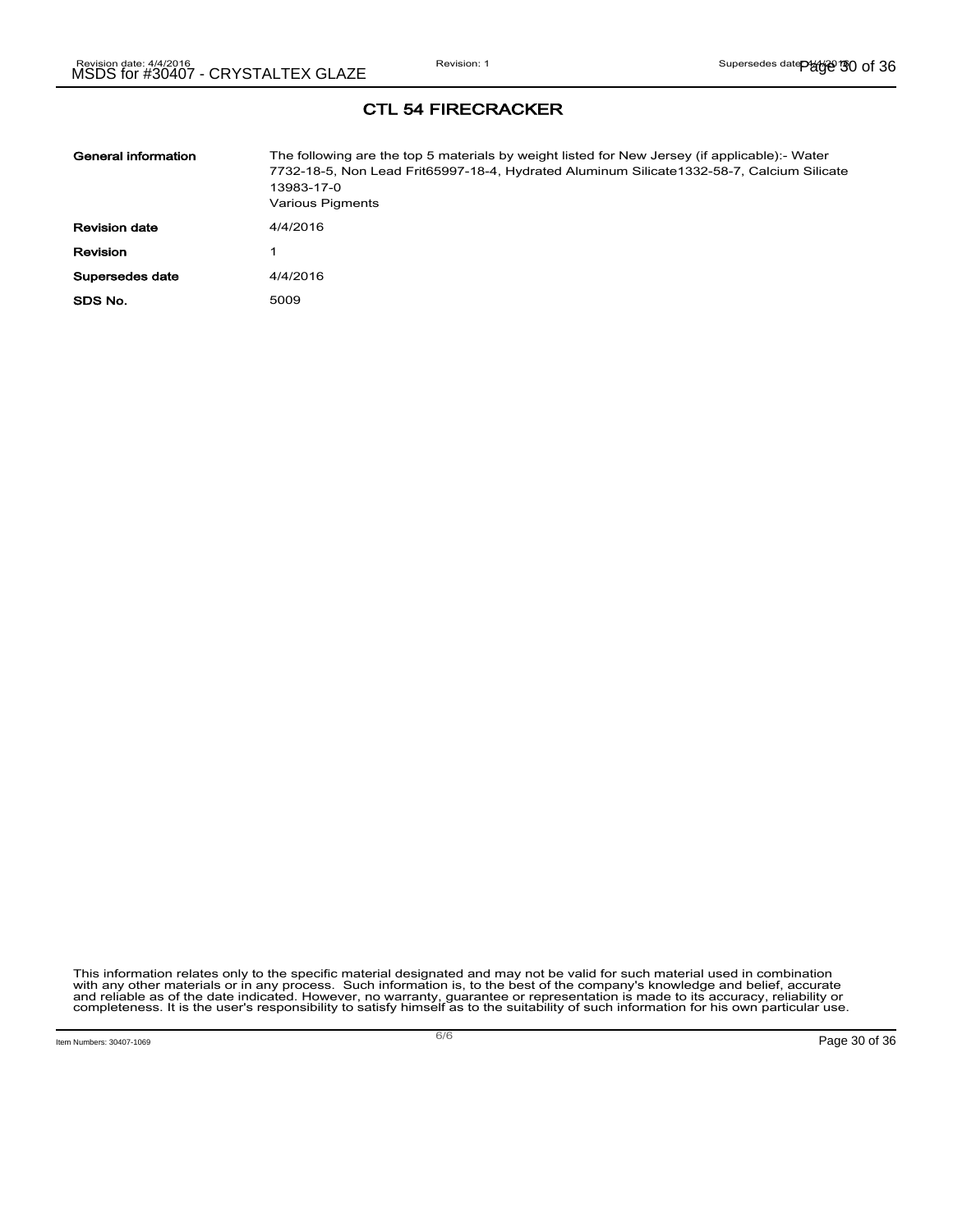## CTL 54 FIRECRACKER

| | |
|---|---|
| **General information** | The following are the top 5 materials by weight listed for New Jersey (if applicable):- Water 7732-18-5, Non Lead Frit65997-18-4, Hydrated Aluminum Silicate1332-58-7, Calcium Silicate 13983-17-0<br>Various Pigments |
| **Revision date** | 4/4/2016 |
| **Revision** | 1 |
| **Supersedes date** | 4/4/2016 |
| **SDS No.** | 5009 |

This information relates only to the specific material designated and may not be valid for such material used in combination with any other materials or in any process. Such information is, to the best of the company's knowledge and belief, accurate and reliable as of the date indicated. However, no warranty, guarantee or representation is made to its accuracy, reliability or completeness. It is the user's responsibility to satisfy himself as to the suitability of such information for his own particular use.

Item Numbers: 30407-1069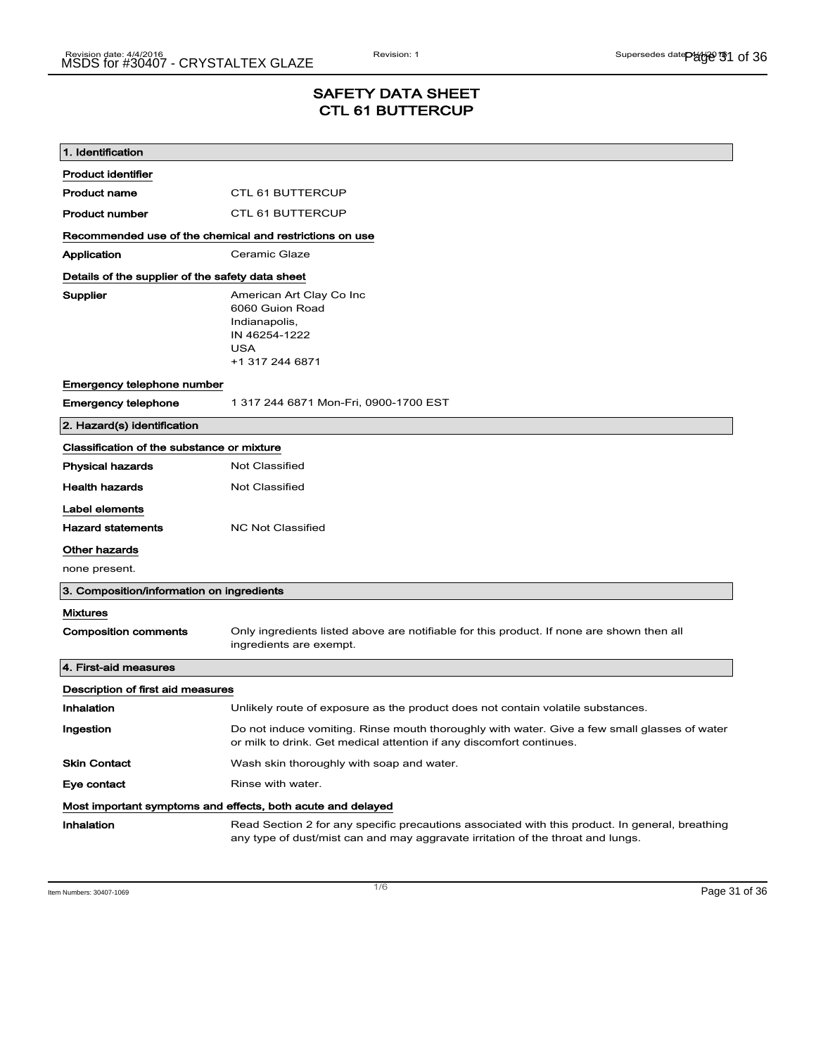# SAFETY DATA SHEET
## CTL 61 BUTTERCUP

### 1. Identification

**Product identifier**

| | |
|---|---|
| **Product name** | CTL 61 BUTTERCUP |
| **Product number** | CTL 61 BUTTERCUP |

**Recommended use of the chemical and restrictions on use**

| | |
|---|---|
| **Application** | Ceramic Glaze |

**Details of the supplier of the safety data sheet**

| | |
|---|---|
| **Supplier** | American Art Clay Co Inc<br>6060 Guion Road<br>Indianapolis,<br>IN 46254-1222<br>USA<br>+1 317 244 6871 |

**Emergency telephone number**

| | |
|---|---|
| **Emergency telephone** | 1 317 244 6871 Mon-Fri, 0900-1700 EST |

### 2. Hazard(s) identification

**Classification of the substance or mixture**

| | |
|---|---|
| **Physical hazards** | Not Classified |
| **Health hazards** | Not Classified |

**Label elements**

| | |
|---|---|
| **Hazard statements** | NC Not Classified |

**Other hazards**

none present.

### 3. Composition/information on ingredients

**Mixtures**

| | |
|---|---|
| **Composition comments** | Only ingredients listed above are notifiable for this product. If none are shown then all ingredients are exempt. |

### 4. First-aid measures

**Description of first aid measures**

| | |
|---|---|
| **Inhalation** | Unlikely route of exposure as the product does not contain volatile substances. |
| **Ingestion** | Do not induce vomiting. Rinse mouth thoroughly with water. Give a few small glasses of water or milk to drink. Get medical attention if any discomfort continues. |
| **Skin Contact** | Wash skin thoroughly with soap and water. |
| **Eye contact** | Rinse with water. |

**Most important symptoms and effects, both acute and delayed**

| | |
|---|---|
| **Inhalation** | Read Section 2 for any specific precautions associated with this product. In general, breathing any type of dust/mist can and may aggravate irritation of the throat and lungs. |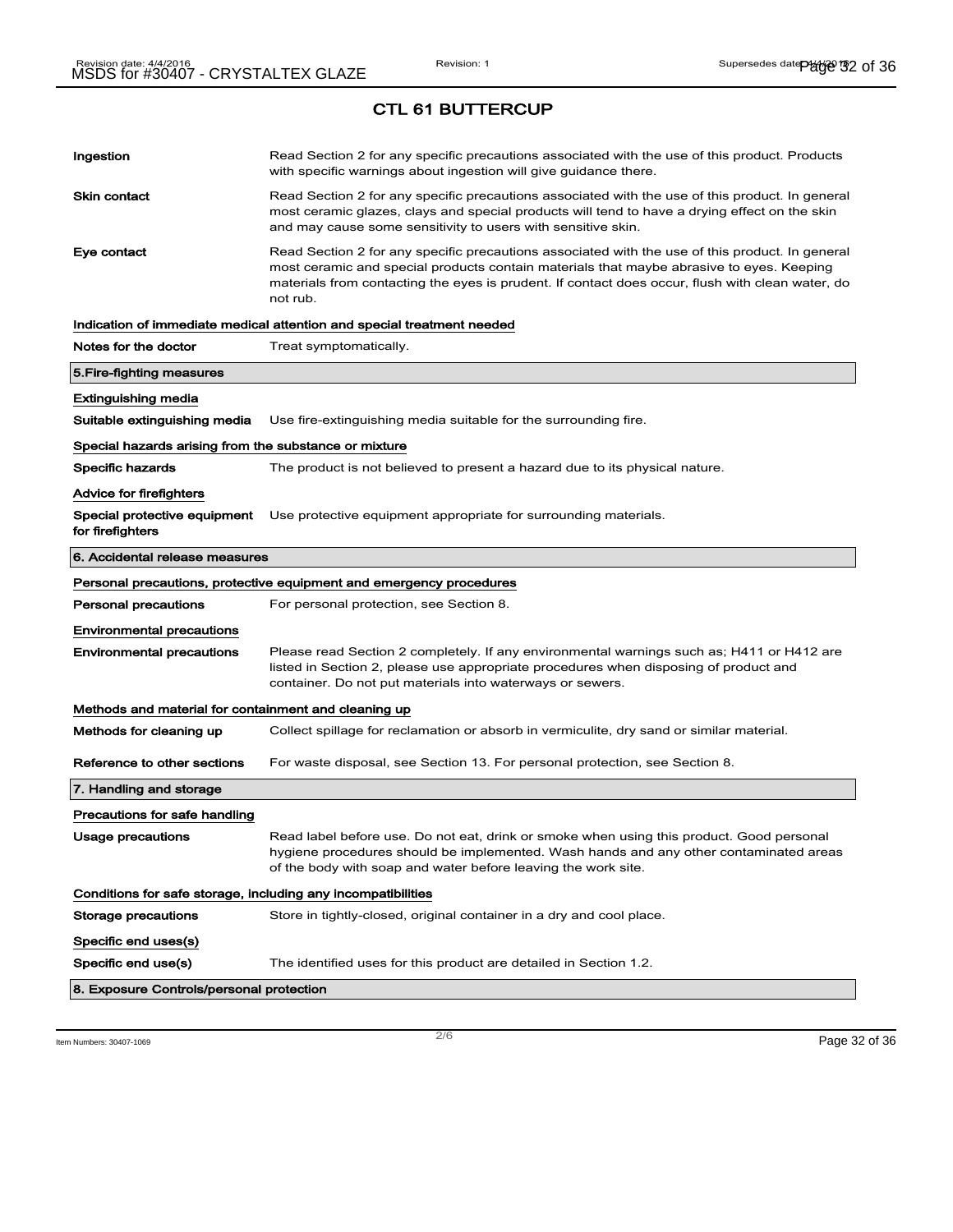# CTL 61 BUTTERCUP

| | |
|---|---|
| **Ingestion** | Read Section 2 for any specific precautions associated with the use of this product. Products with specific warnings about ingestion will give guidance there. |
| **Skin contact** | Read Section 2 for any specific precautions associated with the use of this product. In general most ceramic glazes, clays and special products will tend to have a drying effect on the skin and may cause some sensitivity to users with sensitive skin. |
| **Eye contact** | Read Section 2 for any specific precautions associated with the use of this product. In general most ceramic and special products contain materials that maybe abrasive to eyes. Keeping materials from contacting the eyes is prudent. If contact does occur, flush with clean water, do not rub. |

**Indication of immediate medical attention and special treatment needed**

| | |
|---|---|
| **Notes for the doctor** | Treat symptomatically. |

## 5.Fire-fighting measures

**Extinguishing media**

| | |
|---|---|
| **Suitable extinguishing media** | Use fire-extinguishing media suitable for the surrounding fire. |

**Special hazards arising from the substance or mixture**

| | |
|---|---|
| **Specific hazards** | The product is not believed to present a hazard due to its physical nature. |

**Advice for firefighters**

| | |
|---|---|
| **Special protective equipment for firefighters** | Use protective equipment appropriate for surrounding materials. |

## 6. Accidental release measures

**Personal precautions, protective equipment and emergency procedures**

| | |
|---|---|
| **Personal precautions** | For personal protection, see Section 8. |

**Environmental precautions**

| | |
|---|---|
| **Environmental precautions** | Please read Section 2 completely. If any environmental warnings such as; H411 or H412 are listed in Section 2, please use appropriate procedures when disposing of product and container. Do not put materials into waterways or sewers. |

**Methods and material for containment and cleaning up**

| | |
|---|---|
| **Methods for cleaning up** | Collect spillage for reclamation or absorb in vermiculite, dry sand or similar material. |
| **Reference to other sections** | For waste disposal, see Section 13. For personal protection, see Section 8. |

## 7. Handling and storage

**Precautions for safe handling**

| | |
|---|---|
| **Usage precautions** | Read label before use. Do not eat, drink or smoke when using this product. Good personal hygiene procedures should be implemented. Wash hands and any other contaminated areas of the body with soap and water before leaving the work site. |

**Conditions for safe storage, including any incompatibilities**

| | |
|---|---|
| **Storage precautions** | Store in tightly-closed, original container in a dry and cool place. |

**Specific end uses(s)**

| | |
|---|---|
| **Specific end use(s)** | The identified uses for this product are detailed in Section 1.2. |

## 8. Exposure Controls/personal protection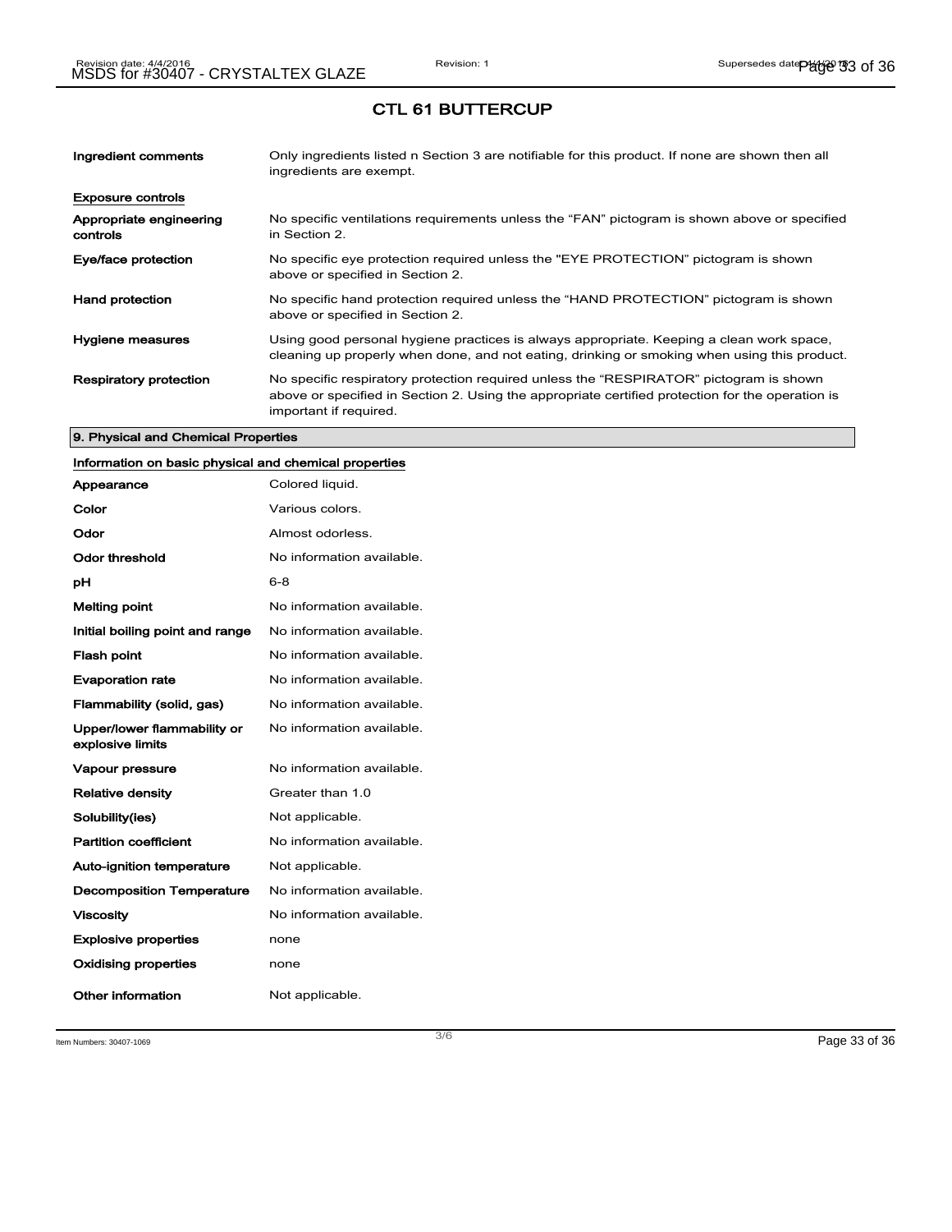# CTL 61 BUTTERCUP

| | |
|---|---|
| **Ingredient comments** | Only ingredients listed n Section 3 are notifiable for this product. If none are shown then all ingredients are exempt. |

**Exposure controls**

| | |
|---|---|
| **Appropriate engineering controls** | No specific ventilations requirements unless the “FAN” pictogram is shown above or specified in Section 2. |
| **Eye/face protection** | No specific eye protection required unless the "EYE PROTECTION” pictogram is shown above or specified in Section 2. |
| **Hand protection** | No specific hand protection required unless the “HAND PROTECTION” pictogram is shown above or specified in Section 2. |
| **Hygiene measures** | Using good personal hygiene practices is always appropriate. Keeping a clean work space, cleaning up properly when done, and not eating, drinking or smoking when using this product. |
| **Respiratory protection** | No specific respiratory protection required unless the “RESPIRATOR” pictogram is shown above or specified in Section 2. Using the appropriate certified protection for the operation is important if required. |

## 9. Physical and Chemical Properties

**Information on basic physical and chemical properties**

| | |
|---|---|
| **Appearance** | Colored liquid. |
| **Color** | Various colors. |
| **Odor** | Almost odorless. |
| **Odor threshold** | No information available. |
| **pH** | 6-8 |
| **Melting point** | No information available. |
| **Initial boiling point and range** | No information available. |
| **Flash point** | No information available. |
| **Evaporation rate** | No information available. |
| **Flammability (solid, gas)** | No information available. |
| **Upper/lower flammability or explosive limits** | No information available. |
| **Vapour pressure** | No information available. |
| **Relative density** | Greater than 1.0 |
| **Solubility(ies)** | Not applicable. |
| **Partition coefficient** | No information available. |
| **Auto-ignition temperature** | Not applicable. |
| **Decomposition Temperature** | No information available. |
| **Viscosity** | No information available. |
| **Explosive properties** | none |
| **Oxidising properties** | none |
| **Other information** | Not applicable. |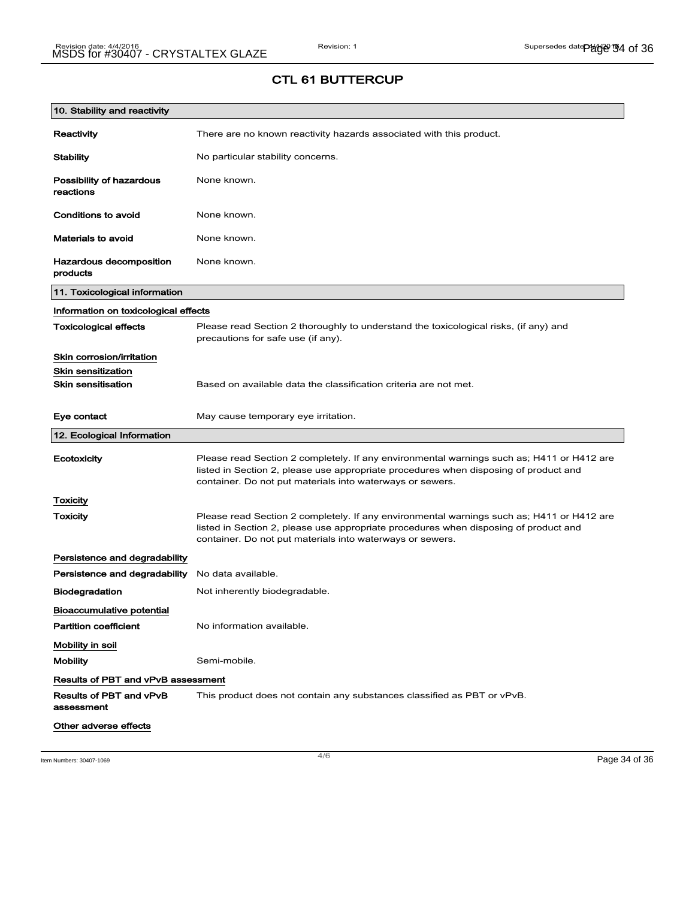## CTL 61 BUTTERCUP

### 10. Stability and reactivity

| | |
|---|---|
| **Reactivity** | There are no known reactivity hazards associated with this product. |
| **Stability** | No particular stability concerns. |
| **Possibility of hazardous reactions** | None known. |
| **Conditions to avoid** | None known. |
| **Materials to avoid** | None known. |
| **Hazardous decomposition products** | None known. |

### 11. Toxicological information

**Information on toxicological effects**

| | |
|---|---|
| **Toxicological effects** | Please read Section 2 thoroughly to understand the toxicological risks, (if any) and precautions for safe use (if any). |

**Skin corrosion/irritation**

**Skin sensitization**

| | |
|---|---|
| **Skin sensitisation** | Based on available data the classification criteria are not met. |
| **Eye contact** | May cause temporary eye irritation. |

### 12. Ecological Information

| | |
|---|---|
| **Ecotoxicity** | Please read Section 2 completely. If any environmental warnings such as; H411 or H412 are listed in Section 2, please use appropriate procedures when disposing of product and container. Do not put materials into waterways or sewers. |

**Toxicity**

| | |
|---|---|
| **Toxicity** | Please read Section 2 completely. If any environmental warnings such as; H411 or H412 are listed in Section 2, please use appropriate procedures when disposing of product and container. Do not put materials into waterways or sewers. |

**Persistence and degradability**

| | |
|---|---|
| **Persistence and degradability** | No data available. |
| **Biodegradation** | Not inherently biodegradable. |

**Bioaccumulative potential**

| | |
|---|---|
| **Partition coefficient** | No information available. |

**Mobility in soil**

| | |
|---|---|
| **Mobility** | Semi-mobile. |

**Results of PBT and vPvB assessment**

| | |
|---|---|
| **Results of PBT and vPvB assessment** | This product does not contain any substances classified as PBT or vPvB. |

**Other adverse effects**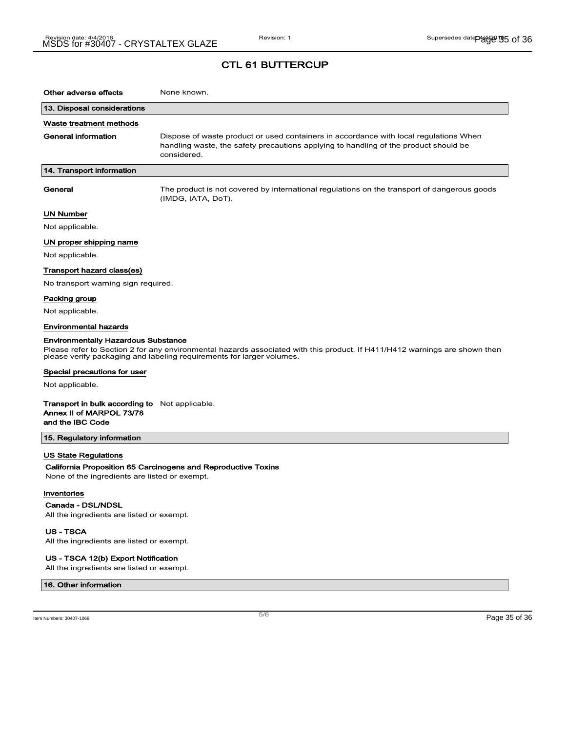# CTL 61 BUTTERCUP

**Other adverse effects** None known.

## 13. Disposal considerations

### Waste treatment methods

**General information** Dispose of waste product or used containers in accordance with local regulations When handling waste, the safety precautions applying to handling of the product should be considered.

## 14. Transport information

**General** The product is not covered by international regulations on the transport of dangerous goods (IMDG, IATA, DoT).

### UN Number

Not applicable.

### UN proper shipping name

Not applicable.

### Transport hazard class(es)

No transport warning sign required.

### Packing group

Not applicable.

### Environmental hazards

**Environmentally Hazardous Substance**

Please refer to Section 2 for any environmental hazards associated with this product. If H411/H412 warnings are shown then please verify packaging and labeling requirements for larger volumes.

### Special precautions for user

Not applicable.

**Transport in bulk according to Annex II of MARPOL 73/78 and the IBC Code** Not applicable.

## 15. Regulatory information

### US State Regulations

**California Proposition 65 Carcinogens and Reproductive Toxins**

None of the ingredients are listed or exempt.

### Inventories

**Canada - DSL/NDSL**

All the ingredients are listed or exempt.

**US - TSCA**

All the ingredients are listed or exempt.

**US - TSCA 12(b) Export Notification**

All the ingredients are listed or exempt.

## 16. Other information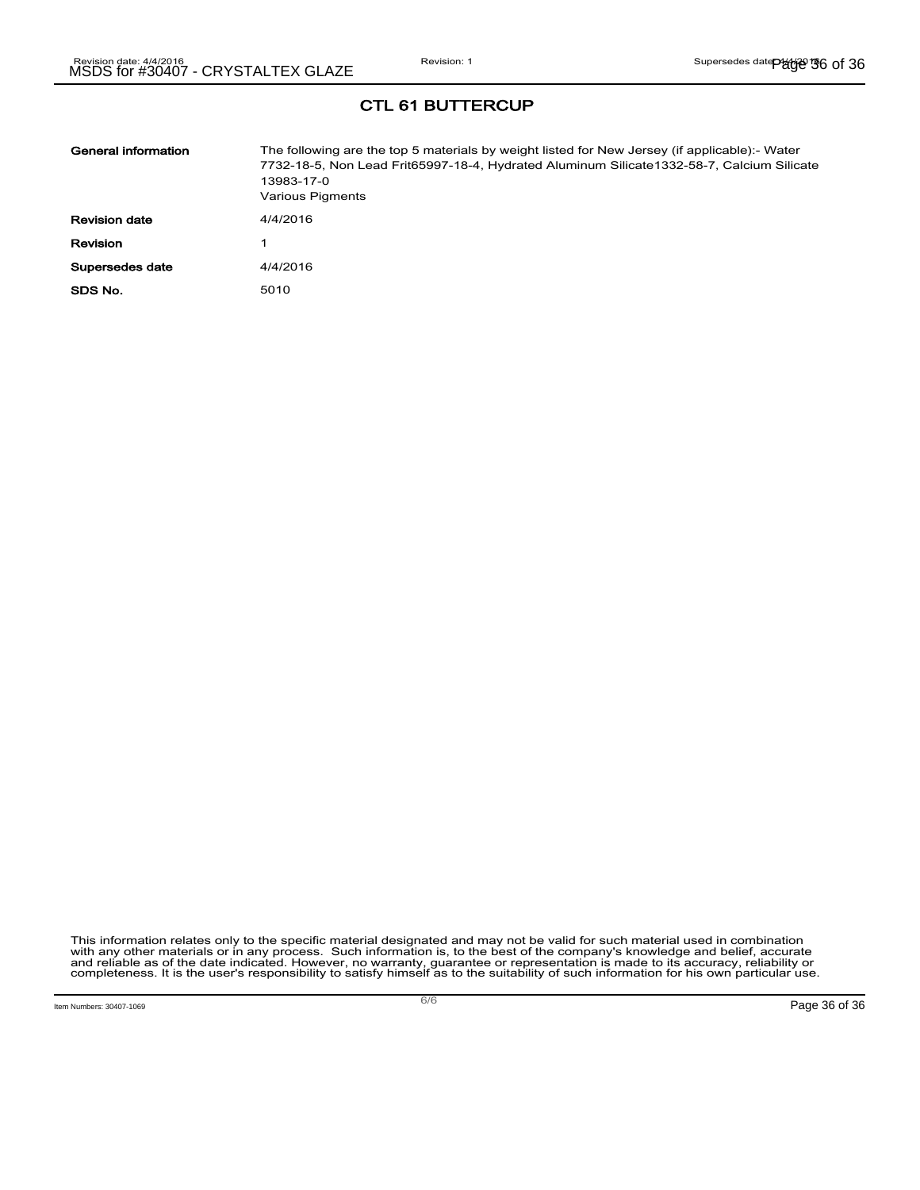## CTL 61 BUTTERCUP

| | |
|---|---|
| **General information** | The following are the top 5 materials by weight listed for New Jersey (if applicable):- Water 7732-18-5, Non Lead Frit65997-18-4, Hydrated Aluminum Silicate1332-58-7, Calcium Silicate 13983-17-0<br>Various Pigments |
| **Revision date** | 4/4/2016 |
| **Revision** | 1 |
| **Supersedes date** | 4/4/2016 |
| **SDS No.** | 5010 |

This information relates only to the specific material designated and may not be valid for such material used in combination with any other materials or in any process. Such information is, to the best of the company's knowledge and belief, accurate and reliable as of the date indicated. However, no warranty, guarantee or representation is made to its accuracy, reliability or completeness. It is the user's responsibility to satisfy himself as to the suitability of such information for his own particular use.

Item Numbers: 30407-1069